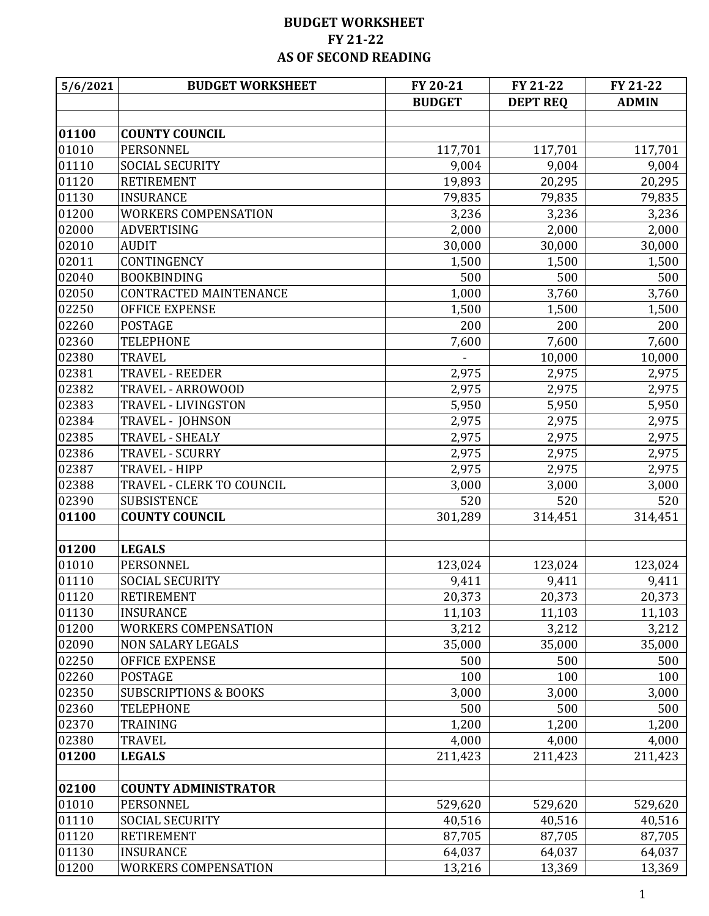# BUDGET WORKSHEET
# FY 21-22
# AS OF SECOND READING

| 5/6/2021 | BUDGET WORKSHEET | FY 20-21 BUDGET | FY 21-22 DEPT REQ | FY 21-22 ADMIN |
|---|---|---|---|---|
| | | | | |
| **01100** | **COUNTY COUNCIL** | | | |
| 01010 | PERSONNEL | 117,701 | 117,701 | 117,701 |
| 01110 | SOCIAL SECURITY | 9,004 | 9,004 | 9,004 |
| 01120 | RETIREMENT | 19,893 | 20,295 | 20,295 |
| 01130 | INSURANCE | 79,835 | 79,835 | 79,835 |
| 01200 | WORKERS COMPENSATION | 3,236 | 3,236 | 3,236 |
| 02000 | ADVERTISING | 2,000 | 2,000 | 2,000 |
| 02010 | AUDIT | 30,000 | 30,000 | 30,000 |
| 02011 | CONTINGENCY | 1,500 | 1,500 | 1,500 |
| 02040 | BOOKBINDING | 500 | 500 | 500 |
| 02050 | CONTRACTED MAINTENANCE | 1,000 | 3,760 | 3,760 |
| 02250 | OFFICE EXPENSE | 1,500 | 1,500 | 1,500 |
| 02260 | POSTAGE | 200 | 200 | 200 |
| 02360 | TELEPHONE | 7,600 | 7,600 | 7,600 |
| 02380 | TRAVEL | - | 10,000 | 10,000 |
| 02381 | TRAVEL - REEDER | 2,975 | 2,975 | 2,975 |
| 02382 | TRAVEL - ARROWOOD | 2,975 | 2,975 | 2,975 |
| 02383 | TRAVEL - LIVINGSTON | 5,950 | 5,950 | 5,950 |
| 02384 | TRAVEL - JOHNSON | 2,975 | 2,975 | 2,975 |
| 02385 | TRAVEL - SHEALY | 2,975 | 2,975 | 2,975 |
| 02386 | TRAVEL - SCURRY | 2,975 | 2,975 | 2,975 |
| 02387 | TRAVEL - HIPP | 2,975 | 2,975 | 2,975 |
| 02388 | TRAVEL - CLERK TO COUNCIL | 3,000 | 3,000 | 3,000 |
| 02390 | SUBSISTENCE | 520 | 520 | 520 |
| **01100** | **COUNTY COUNCIL** | 301,289 | 314,451 | 314,451 |
| | | | | |
| **01200** | **LEGALS** | | | |
| 01010 | PERSONNEL | 123,024 | 123,024 | 123,024 |
| 01110 | SOCIAL SECURITY | 9,411 | 9,411 | 9,411 |
| 01120 | RETIREMENT | 20,373 | 20,373 | 20,373 |
| 01130 | INSURANCE | 11,103 | 11,103 | 11,103 |
| 01200 | WORKERS COMPENSATION | 3,212 | 3,212 | 3,212 |
| 02090 | NON SALARY LEGALS | 35,000 | 35,000 | 35,000 |
| 02250 | OFFICE EXPENSE | 500 | 500 | 500 |
| 02260 | POSTAGE | 100 | 100 | 100 |
| 02350 | SUBSCRIPTIONS & BOOKS | 3,000 | 3,000 | 3,000 |
| 02360 | TELEPHONE | 500 | 500 | 500 |
| 02370 | TRAINING | 1,200 | 1,200 | 1,200 |
| 02380 | TRAVEL | 4,000 | 4,000 | 4,000 |
| **01200** | **LEGALS** | 211,423 | 211,423 | 211,423 |
| | | | | |
| **02100** | **COUNTY ADMINISTRATOR** | | | |
| 01010 | PERSONNEL | 529,620 | 529,620 | 529,620 |
| 01110 | SOCIAL SECURITY | 40,516 | 40,516 | 40,516 |
| 01120 | RETIREMENT | 87,705 | 87,705 | 87,705 |
| 01130 | INSURANCE | 64,037 | 64,037 | 64,037 |
| 01200 | WORKERS COMPENSATION | 13,216 | 13,369 | 13,369 |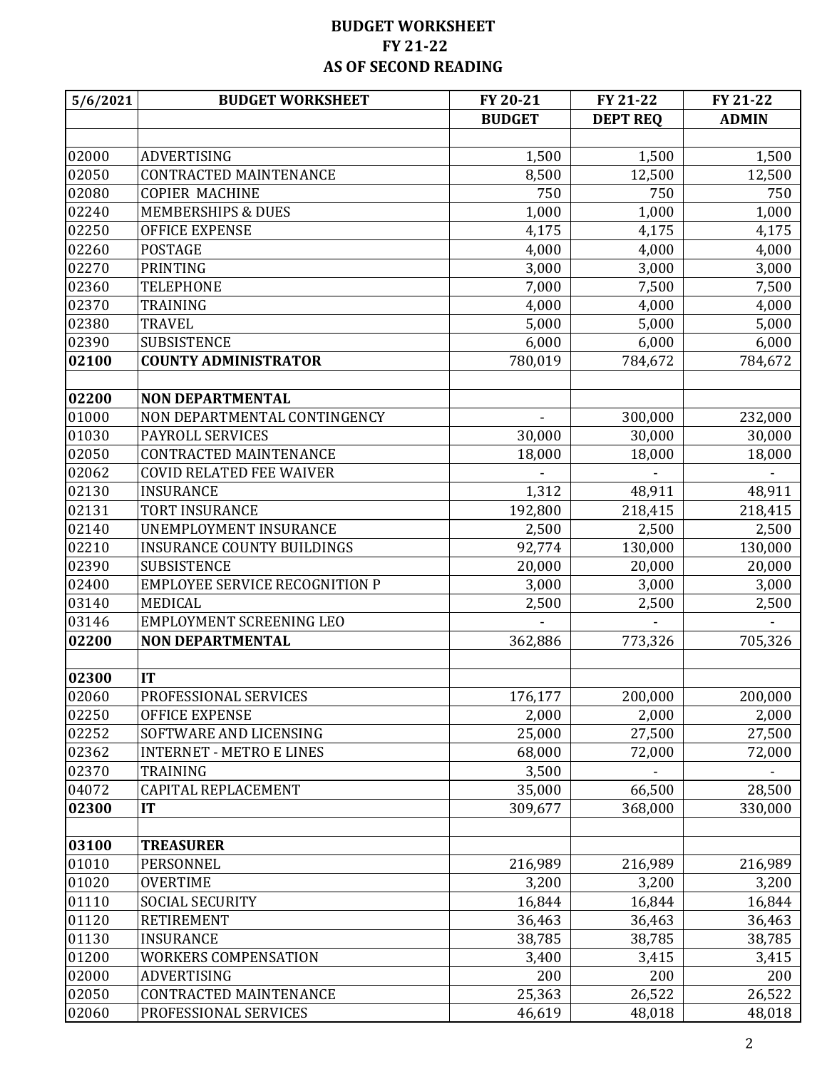# BUDGET WORKSHEET
# FY 21-22
# AS OF SECOND READING

| 5/6/2021 | BUDGET WORKSHEET | FY 20-21 | FY 21-22 | FY 21-22 |
|---|---|---|---|---|
| | | **BUDGET** | **DEPT REQ** | **ADMIN** |
| | | | | |
| 02000 | ADVERTISING | 1,500 | 1,500 | 1,500 |
| 02050 | CONTRACTED MAINTENANCE | 8,500 | 12,500 | 12,500 |
| 02080 | COPIER MACHINE | 750 | 750 | 750 |
| 02240 | MEMBERSHIPS & DUES | 1,000 | 1,000 | 1,000 |
| 02250 | OFFICE EXPENSE | 4,175 | 4,175 | 4,175 |
| 02260 | POSTAGE | 4,000 | 4,000 | 4,000 |
| 02270 | PRINTING | 3,000 | 3,000 | 3,000 |
| 02360 | TELEPHONE | 7,000 | 7,500 | 7,500 |
| 02370 | TRAINING | 4,000 | 4,000 | 4,000 |
| 02380 | TRAVEL | 5,000 | 5,000 | 5,000 |
| 02390 | SUBSISTENCE | 6,000 | 6,000 | 6,000 |
| **02100** | **COUNTY ADMINISTRATOR** | 780,019 | 784,672 | 784,672 |
| | | | | |
| **02200** | **NON DEPARTMENTAL** | | | |
| 01000 | NON DEPARTMENTAL CONTINGENCY | - | 300,000 | 232,000 |
| 01030 | PAYROLL SERVICES | 30,000 | 30,000 | 30,000 |
| 02050 | CONTRACTED MAINTENANCE | 18,000 | 18,000 | 18,000 |
| 02062 | COVID RELATED FEE WAIVER | - | - | - |
| 02130 | INSURANCE | 1,312 | 48,911 | 48,911 |
| 02131 | TORT INSURANCE | 192,800 | 218,415 | 218,415 |
| 02140 | UNEMPLOYMENT INSURANCE | 2,500 | 2,500 | 2,500 |
| 02210 | INSURANCE COUNTY BUILDINGS | 92,774 | 130,000 | 130,000 |
| 02390 | SUBSISTENCE | 20,000 | 20,000 | 20,000 |
| 02400 | EMPLOYEE SERVICE RECOGNITION P | 3,000 | 3,000 | 3,000 |
| 03140 | MEDICAL | 2,500 | 2,500 | 2,500 |
| 03146 | EMPLOYMENT SCREENING LEO | - | - | - |
| **02200** | **NON DEPARTMENTAL** | 362,886 | 773,326 | 705,326 |
| | | | | |
| **02300** | **IT** | | | |
| 02060 | PROFESSIONAL SERVICES | 176,177 | 200,000 | 200,000 |
| 02250 | OFFICE EXPENSE | 2,000 | 2,000 | 2,000 |
| 02252 | SOFTWARE AND LICENSING | 25,000 | 27,500 | 27,500 |
| 02362 | INTERNET - METRO E LINES | 68,000 | 72,000 | 72,000 |
| 02370 | TRAINING | 3,500 | - | - |
| 04072 | CAPITAL REPLACEMENT | 35,000 | 66,500 | 28,500 |
| **02300** | **IT** | 309,677 | 368,000 | 330,000 |
| | | | | |
| **03100** | **TREASURER** | | | |
| 01010 | PERSONNEL | 216,989 | 216,989 | 216,989 |
| 01020 | OVERTIME | 3,200 | 3,200 | 3,200 |
| 01110 | SOCIAL SECURITY | 16,844 | 16,844 | 16,844 |
| 01120 | RETIREMENT | 36,463 | 36,463 | 36,463 |
| 01130 | INSURANCE | 38,785 | 38,785 | 38,785 |
| 01200 | WORKERS COMPENSATION | 3,400 | 3,415 | 3,415 |
| 02000 | ADVERTISING | 200 | 200 | 200 |
| 02050 | CONTRACTED MAINTENANCE | 25,363 | 26,522 | 26,522 |
| 02060 | PROFESSIONAL SERVICES | 46,619 | 48,018 | 48,018 |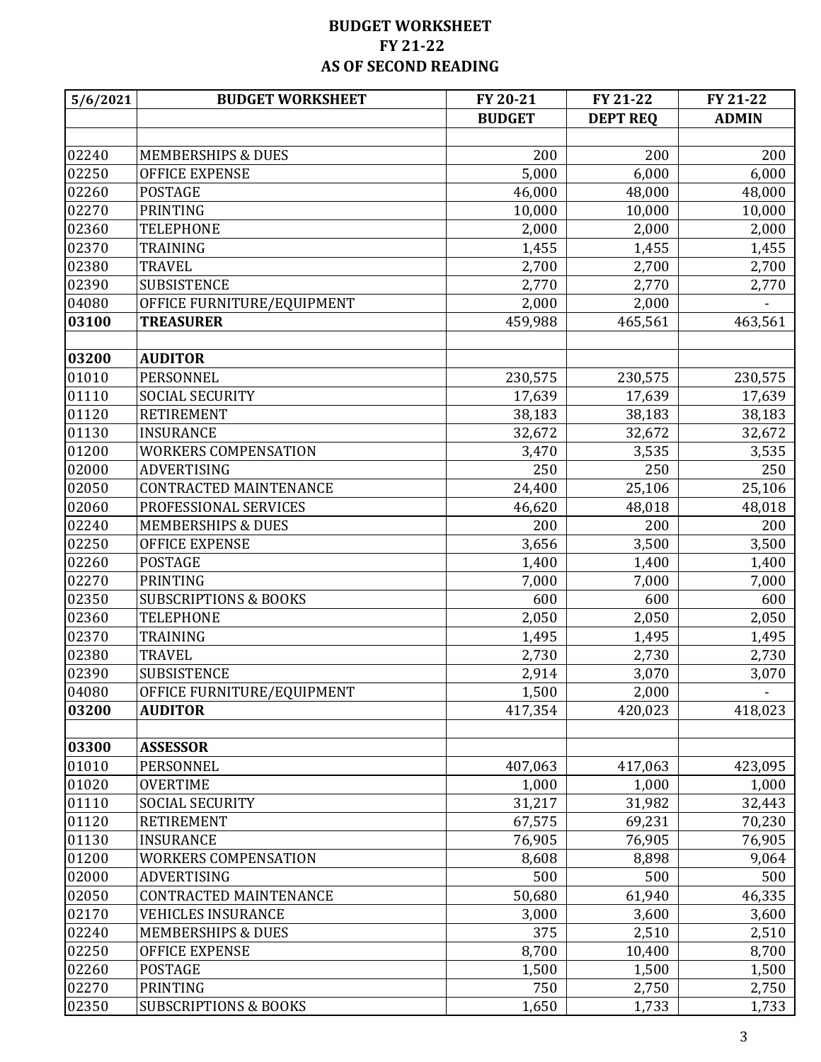# BUDGET WORKSHEET
# FY 21-22
# AS OF SECOND READING

| 5/6/2021 | BUDGET WORKSHEET | FY 20-21 | FY 21-22 | FY 21-22 |
|---|---|---|---|---|
| | | **BUDGET** | **DEPT REQ** | **ADMIN** |
| | | | | |
| 02240 | MEMBERSHIPS & DUES | 200 | 200 | 200 |
| 02250 | OFFICE EXPENSE | 5,000 | 6,000 | 6,000 |
| 02260 | POSTAGE | 46,000 | 48,000 | 48,000 |
| 02270 | PRINTING | 10,000 | 10,000 | 10,000 |
| 02360 | TELEPHONE | 2,000 | 2,000 | 2,000 |
| 02370 | TRAINING | 1,455 | 1,455 | 1,455 |
| 02380 | TRAVEL | 2,700 | 2,700 | 2,700 |
| 02390 | SUBSISTENCE | 2,770 | 2,770 | 2,770 |
| 04080 | OFFICE FURNITURE/EQUIPMENT | 2,000 | 2,000 | - |
| **03100** | **TREASURER** | 459,988 | 465,561 | 463,561 |
| | | | | |
| **03200** | **AUDITOR** | | | |
| 01010 | PERSONNEL | 230,575 | 230,575 | 230,575 |
| 01110 | SOCIAL SECURITY | 17,639 | 17,639 | 17,639 |
| 01120 | RETIREMENT | 38,183 | 38,183 | 38,183 |
| 01130 | INSURANCE | 32,672 | 32,672 | 32,672 |
| 01200 | WORKERS COMPENSATION | 3,470 | 3,535 | 3,535 |
| 02000 | ADVERTISING | 250 | 250 | 250 |
| 02050 | CONTRACTED MAINTENANCE | 24,400 | 25,106 | 25,106 |
| 02060 | PROFESSIONAL SERVICES | 46,620 | 48,018 | 48,018 |
| 02240 | MEMBERSHIPS & DUES | 200 | 200 | 200 |
| 02250 | OFFICE EXPENSE | 3,656 | 3,500 | 3,500 |
| 02260 | POSTAGE | 1,400 | 1,400 | 1,400 |
| 02270 | PRINTING | 7,000 | 7,000 | 7,000 |
| 02350 | SUBSCRIPTIONS & BOOKS | 600 | 600 | 600 |
| 02360 | TELEPHONE | 2,050 | 2,050 | 2,050 |
| 02370 | TRAINING | 1,495 | 1,495 | 1,495 |
| 02380 | TRAVEL | 2,730 | 2,730 | 2,730 |
| 02390 | SUBSISTENCE | 2,914 | 3,070 | 3,070 |
| 04080 | OFFICE FURNITURE/EQUIPMENT | 1,500 | 2,000 | - |
| **03200** | **AUDITOR** | 417,354 | 420,023 | 418,023 |
| | | | | |
| **03300** | **ASSESSOR** | | | |
| 01010 | PERSONNEL | 407,063 | 417,063 | 423,095 |
| 01020 | OVERTIME | 1,000 | 1,000 | 1,000 |
| 01110 | SOCIAL SECURITY | 31,217 | 31,982 | 32,443 |
| 01120 | RETIREMENT | 67,575 | 69,231 | 70,230 |
| 01130 | INSURANCE | 76,905 | 76,905 | 76,905 |
| 01200 | WORKERS COMPENSATION | 8,608 | 8,898 | 9,064 |
| 02000 | ADVERTISING | 500 | 500 | 500 |
| 02050 | CONTRACTED MAINTENANCE | 50,680 | 61,940 | 46,335 |
| 02170 | VEHICLES INSURANCE | 3,000 | 3,600 | 3,600 |
| 02240 | MEMBERSHIPS & DUES | 375 | 2,510 | 2,510 |
| 02250 | OFFICE EXPENSE | 8,700 | 10,400 | 8,700 |
| 02260 | POSTAGE | 1,500 | 1,500 | 1,500 |
| 02270 | PRINTING | 750 | 2,750 | 2,750 |
| 02350 | SUBSCRIPTIONS & BOOKS | 1,650 | 1,733 | 1,733 |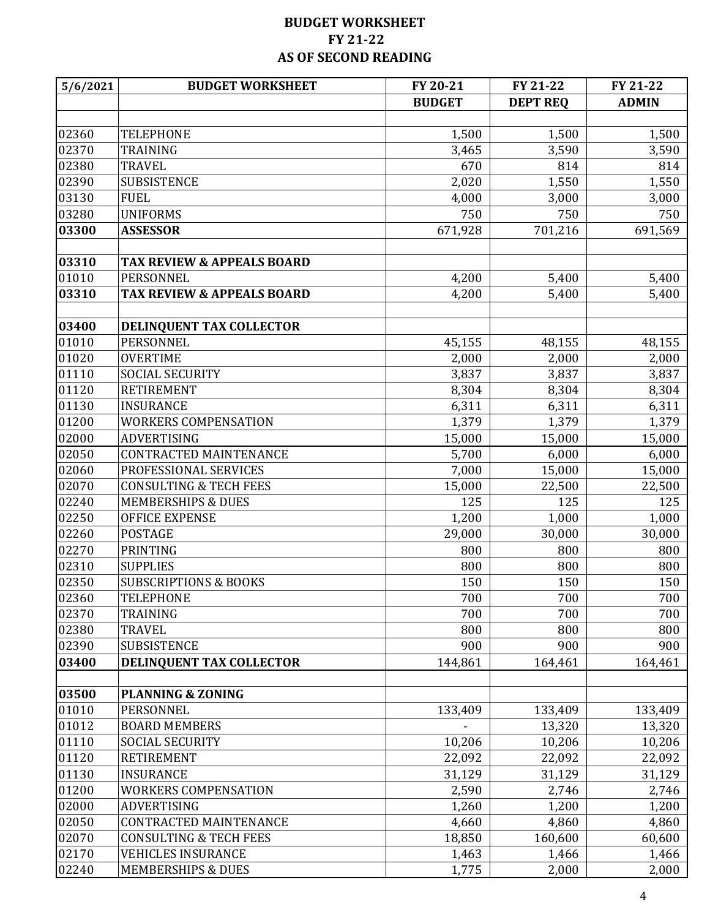# BUDGET WORKSHEET
# FY 21-22
# AS OF SECOND READING

| 5/6/2021 | BUDGET WORKSHEET | FY 20-21 | FY 21-22 | FY 21-22 |
|---|---|---|---|---|
| | | **BUDGET** | **DEPT REQ** | **ADMIN** |
| | | | | |
| 02360 | TELEPHONE | 1,500 | 1,500 | 1,500 |
| 02370 | TRAINING | 3,465 | 3,590 | 3,590 |
| 02380 | TRAVEL | 670 | 814 | 814 |
| 02390 | SUBSISTENCE | 2,020 | 1,550 | 1,550 |
| 03130 | FUEL | 4,000 | 3,000 | 3,000 |
| 03280 | UNIFORMS | 750 | 750 | 750 |
| **03300** | **ASSESSOR** | 671,928 | 701,216 | 691,569 |
| | | | | |
| **03310** | **TAX REVIEW & APPEALS BOARD** | | | |
| 01010 | PERSONNEL | 4,200 | 5,400 | 5,400 |
| **03310** | **TAX REVIEW & APPEALS BOARD** | 4,200 | 5,400 | 5,400 |
| | | | | |
| **03400** | **DELINQUENT TAX COLLECTOR** | | | |
| 01010 | PERSONNEL | 45,155 | 48,155 | 48,155 |
| 01020 | OVERTIME | 2,000 | 2,000 | 2,000 |
| 01110 | SOCIAL SECURITY | 3,837 | 3,837 | 3,837 |
| 01120 | RETIREMENT | 8,304 | 8,304 | 8,304 |
| 01130 | INSURANCE | 6,311 | 6,311 | 6,311 |
| 01200 | WORKERS COMPENSATION | 1,379 | 1,379 | 1,379 |
| 02000 | ADVERTISING | 15,000 | 15,000 | 15,000 |
| 02050 | CONTRACTED MAINTENANCE | 5,700 | 6,000 | 6,000 |
| 02060 | PROFESSIONAL SERVICES | 7,000 | 15,000 | 15,000 |
| 02070 | CONSULTING & TECH FEES | 15,000 | 22,500 | 22,500 |
| 02240 | MEMBERSHIPS & DUES | 125 | 125 | 125 |
| 02250 | OFFICE EXPENSE | 1,200 | 1,000 | 1,000 |
| 02260 | POSTAGE | 29,000 | 30,000 | 30,000 |
| 02270 | PRINTING | 800 | 800 | 800 |
| 02310 | SUPPLIES | 800 | 800 | 800 |
| 02350 | SUBSCRIPTIONS & BOOKS | 150 | 150 | 150 |
| 02360 | TELEPHONE | 700 | 700 | 700 |
| 02370 | TRAINING | 700 | 700 | 700 |
| 02380 | TRAVEL | 800 | 800 | 800 |
| 02390 | SUBSISTENCE | 900 | 900 | 900 |
| **03400** | **DELINQUENT TAX COLLECTOR** | 144,861 | 164,461 | 164,461 |
| | | | | |
| **03500** | **PLANNING & ZONING** | | | |
| 01010 | PERSONNEL | 133,409 | 133,409 | 133,409 |
| 01012 | BOARD MEMBERS | - | 13,320 | 13,320 |
| 01110 | SOCIAL SECURITY | 10,206 | 10,206 | 10,206 |
| 01120 | RETIREMENT | 22,092 | 22,092 | 22,092 |
| 01130 | INSURANCE | 31,129 | 31,129 | 31,129 |
| 01200 | WORKERS COMPENSATION | 2,590 | 2,746 | 2,746 |
| 02000 | ADVERTISING | 1,260 | 1,200 | 1,200 |
| 02050 | CONTRACTED MAINTENANCE | 4,660 | 4,860 | 4,860 |
| 02070 | CONSULTING & TECH FEES | 18,850 | 160,600 | 60,600 |
| 02170 | VEHICLES INSURANCE | 1,463 | 1,466 | 1,466 |
| 02240 | MEMBERSHIPS & DUES | 1,775 | 2,000 | 2,000 |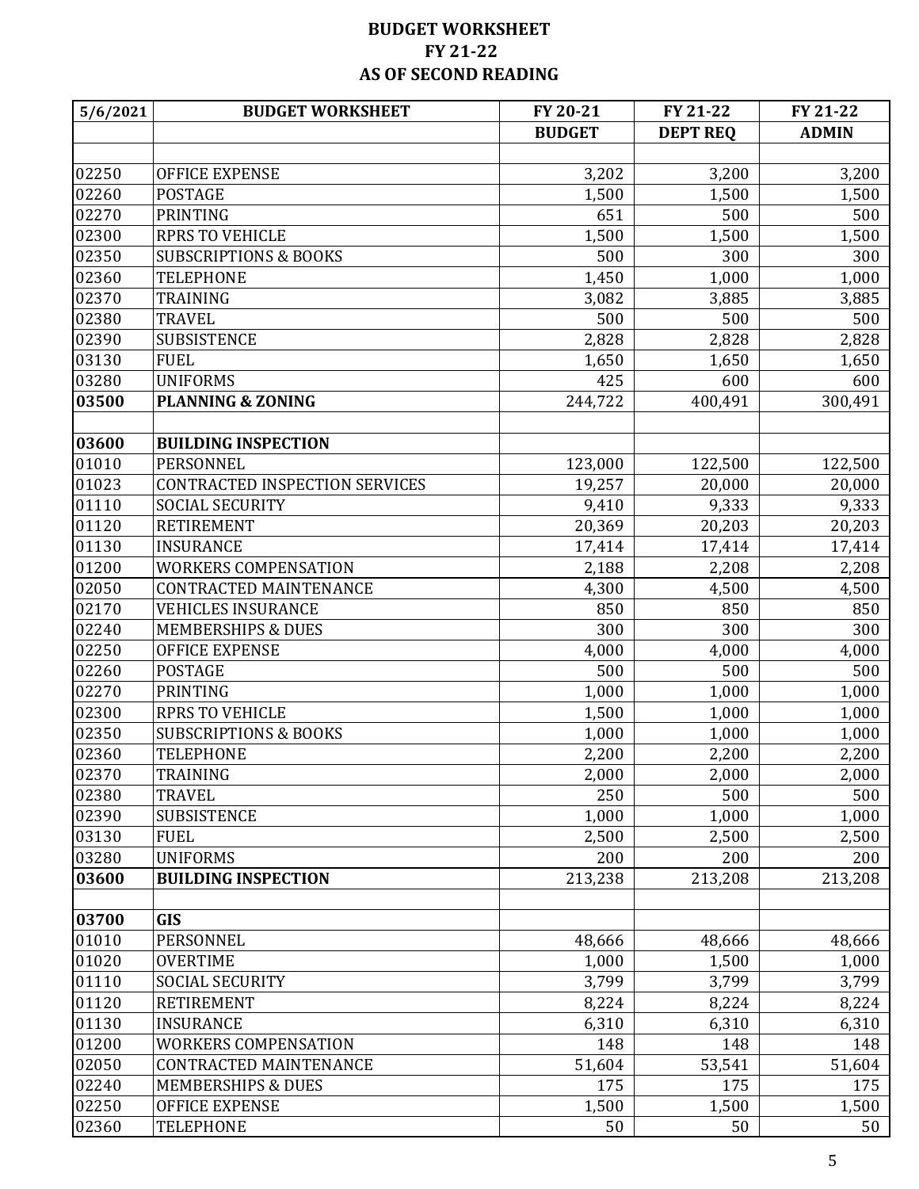# BUDGET WORKSHEET
# FY 21-22
# AS OF SECOND READING

| 5/6/2021 | BUDGET WORKSHEET | FY 20-21 | FY 21-22 | FY 21-22 |
|---|---|---|---|---|
| | | BUDGET | DEPT REQ | ADMIN |
| | | | | |
| 02250 | OFFICE EXPENSE | 3,202 | 3,200 | 3,200 |
| 02260 | POSTAGE | 1,500 | 1,500 | 1,500 |
| 02270 | PRINTING | 651 | 500 | 500 |
| 02300 | RPRS TO VEHICLE | 1,500 | 1,500 | 1,500 |
| 02350 | SUBSCRIPTIONS & BOOKS | 500 | 300 | 300 |
| 02360 | TELEPHONE | 1,450 | 1,000 | 1,000 |
| 02370 | TRAINING | 3,082 | 3,885 | 3,885 |
| 02380 | TRAVEL | 500 | 500 | 500 |
| 02390 | SUBSISTENCE | 2,828 | 2,828 | 2,828 |
| 03130 | FUEL | 1,650 | 1,650 | 1,650 |
| 03280 | UNIFORMS | 425 | 600 | 600 |
| **03500** | **PLANNING & ZONING** | 244,722 | 400,491 | 300,491 |
| | | | | |
| **03600** | **BUILDING INSPECTION** | | | |
| 01010 | PERSONNEL | 123,000 | 122,500 | 122,500 |
| 01023 | CONTRACTED INSPECTION SERVICES | 19,257 | 20,000 | 20,000 |
| 01110 | SOCIAL SECURITY | 9,410 | 9,333 | 9,333 |
| 01120 | RETIREMENT | 20,369 | 20,203 | 20,203 |
| 01130 | INSURANCE | 17,414 | 17,414 | 17,414 |
| 01200 | WORKERS COMPENSATION | 2,188 | 2,208 | 2,208 |
| 02050 | CONTRACTED MAINTENANCE | 4,300 | 4,500 | 4,500 |
| 02170 | VEHICLES INSURANCE | 850 | 850 | 850 |
| 02240 | MEMBERSHIPS & DUES | 300 | 300 | 300 |
| 02250 | OFFICE EXPENSE | 4,000 | 4,000 | 4,000 |
| 02260 | POSTAGE | 500 | 500 | 500 |
| 02270 | PRINTING | 1,000 | 1,000 | 1,000 |
| 02300 | RPRS TO VEHICLE | 1,500 | 1,000 | 1,000 |
| 02350 | SUBSCRIPTIONS & BOOKS | 1,000 | 1,000 | 1,000 |
| 02360 | TELEPHONE | 2,200 | 2,200 | 2,200 |
| 02370 | TRAINING | 2,000 | 2,000 | 2,000 |
| 02380 | TRAVEL | 250 | 500 | 500 |
| 02390 | SUBSISTENCE | 1,000 | 1,000 | 1,000 |
| 03130 | FUEL | 2,500 | 2,500 | 2,500 |
| 03280 | UNIFORMS | 200 | 200 | 200 |
| **03600** | **BUILDING INSPECTION** | 213,238 | 213,208 | 213,208 |
| | | | | |
| **03700** | **GIS** | | | |
| 01010 | PERSONNEL | 48,666 | 48,666 | 48,666 |
| 01020 | OVERTIME | 1,000 | 1,500 | 1,000 |
| 01110 | SOCIAL SECURITY | 3,799 | 3,799 | 3,799 |
| 01120 | RETIREMENT | 8,224 | 8,224 | 8,224 |
| 01130 | INSURANCE | 6,310 | 6,310 | 6,310 |
| 01200 | WORKERS COMPENSATION | 148 | 148 | 148 |
| 02050 | CONTRACTED MAINTENANCE | 51,604 | 53,541 | 51,604 |
| 02240 | MEMBERSHIPS & DUES | 175 | 175 | 175 |
| 02250 | OFFICE EXPENSE | 1,500 | 1,500 | 1,500 |
| 02360 | TELEPHONE | 50 | 50 | 50 |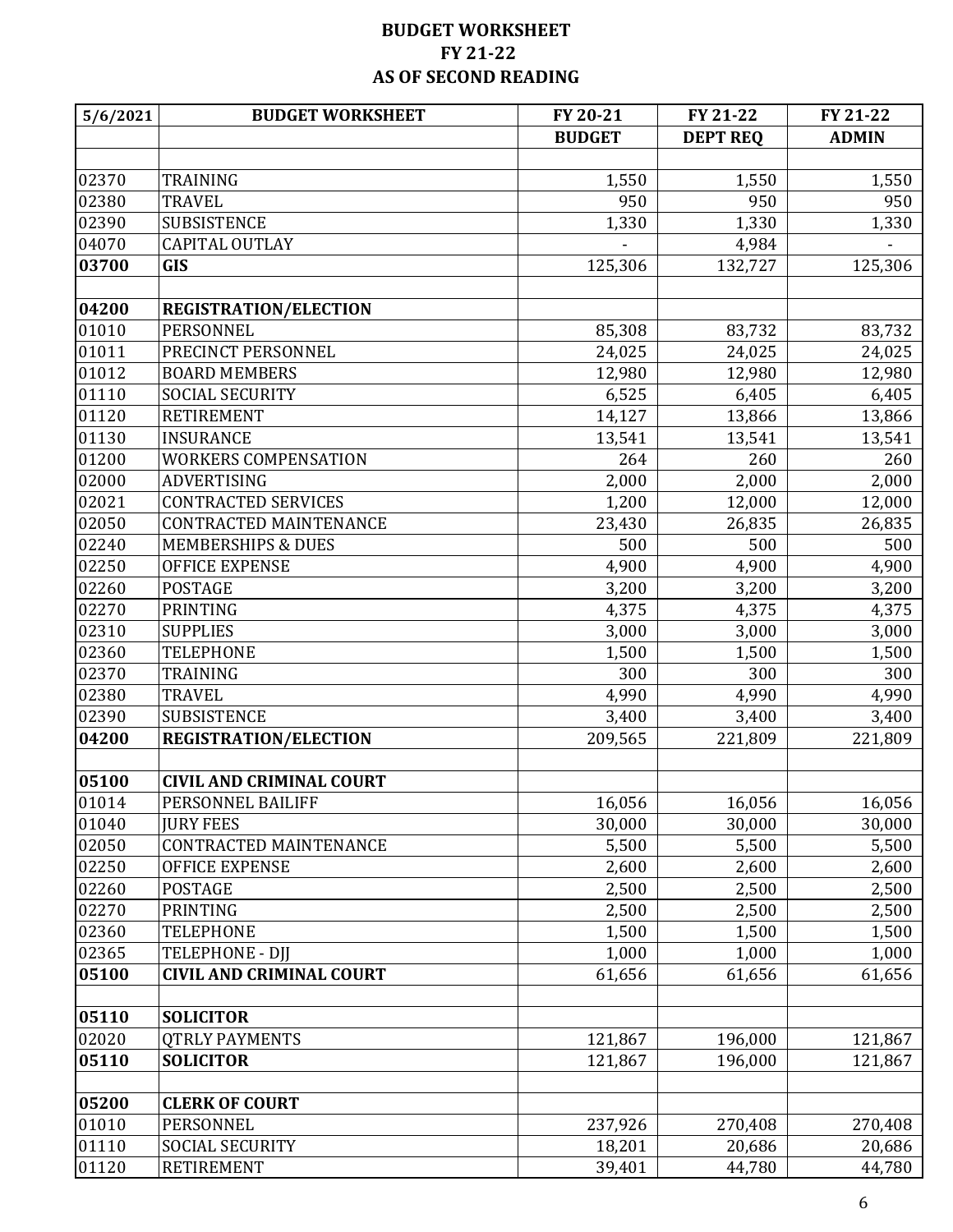# BUDGET WORKSHEET
# FY 21-22
# AS OF SECOND READING

| 5/6/2021 | BUDGET WORKSHEET | FY 20-21 | FY 21-22 | FY 21-22 |
|---|---|---|---|---|
| | | **BUDGET** | **DEPT REQ** | **ADMIN** |
| | | | | |
| 02370 | TRAINING | 1,550 | 1,550 | 1,550 |
| 02380 | TRAVEL | 950 | 950 | 950 |
| 02390 | SUBSISTENCE | 1,330 | 1,330 | 1,330 |
| 04070 | CAPITAL OUTLAY | - | 4,984 | - |
| **03700** | **GIS** | 125,306 | 132,727 | 125,306 |
| | | | | |
| **04200** | **REGISTRATION/ELECTION** | | | |
| 01010 | PERSONNEL | 85,308 | 83,732 | 83,732 |
| 01011 | PRECINCT PERSONNEL | 24,025 | 24,025 | 24,025 |
| 01012 | BOARD MEMBERS | 12,980 | 12,980 | 12,980 |
| 01110 | SOCIAL SECURITY | 6,525 | 6,405 | 6,405 |
| 01120 | RETIREMENT | 14,127 | 13,866 | 13,866 |
| 01130 | INSURANCE | 13,541 | 13,541 | 13,541 |
| 01200 | WORKERS COMPENSATION | 264 | 260 | 260 |
| 02000 | ADVERTISING | 2,000 | 2,000 | 2,000 |
| 02021 | CONTRACTED SERVICES | 1,200 | 12,000 | 12,000 |
| 02050 | CONTRACTED MAINTENANCE | 23,430 | 26,835 | 26,835 |
| 02240 | MEMBERSHIPS & DUES | 500 | 500 | 500 |
| 02250 | OFFICE EXPENSE | 4,900 | 4,900 | 4,900 |
| 02260 | POSTAGE | 3,200 | 3,200 | 3,200 |
| 02270 | PRINTING | 4,375 | 4,375 | 4,375 |
| 02310 | SUPPLIES | 3,000 | 3,000 | 3,000 |
| 02360 | TELEPHONE | 1,500 | 1,500 | 1,500 |
| 02370 | TRAINING | 300 | 300 | 300 |
| 02380 | TRAVEL | 4,990 | 4,990 | 4,990 |
| 02390 | SUBSISTENCE | 3,400 | 3,400 | 3,400 |
| **04200** | **REGISTRATION/ELECTION** | 209,565 | 221,809 | 221,809 |
| | | | | |
| **05100** | **CIVIL AND CRIMINAL COURT** | | | |
| 01014 | PERSONNEL BAILIFF | 16,056 | 16,056 | 16,056 |
| 01040 | JURY FEES | 30,000 | 30,000 | 30,000 |
| 02050 | CONTRACTED MAINTENANCE | 5,500 | 5,500 | 5,500 |
| 02250 | OFFICE EXPENSE | 2,600 | 2,600 | 2,600 |
| 02260 | POSTAGE | 2,500 | 2,500 | 2,500 |
| 02270 | PRINTING | 2,500 | 2,500 | 2,500 |
| 02360 | TELEPHONE | 1,500 | 1,500 | 1,500 |
| 02365 | TELEPHONE - DJJ | 1,000 | 1,000 | 1,000 |
| **05100** | **CIVIL AND CRIMINAL COURT** | 61,656 | 61,656 | 61,656 |
| | | | | |
| **05110** | **SOLICITOR** | | | |
| 02020 | QTRLY PAYMENTS | 121,867 | 196,000 | 121,867 |
| **05110** | **SOLICITOR** | 121,867 | 196,000 | 121,867 |
| | | | | |
| **05200** | **CLERK OF COURT** | | | |
| 01010 | PERSONNEL | 237,926 | 270,408 | 270,408 |
| 01110 | SOCIAL SECURITY | 18,201 | 20,686 | 20,686 |
| 01120 | RETIREMENT | 39,401 | 44,780 | 44,780 |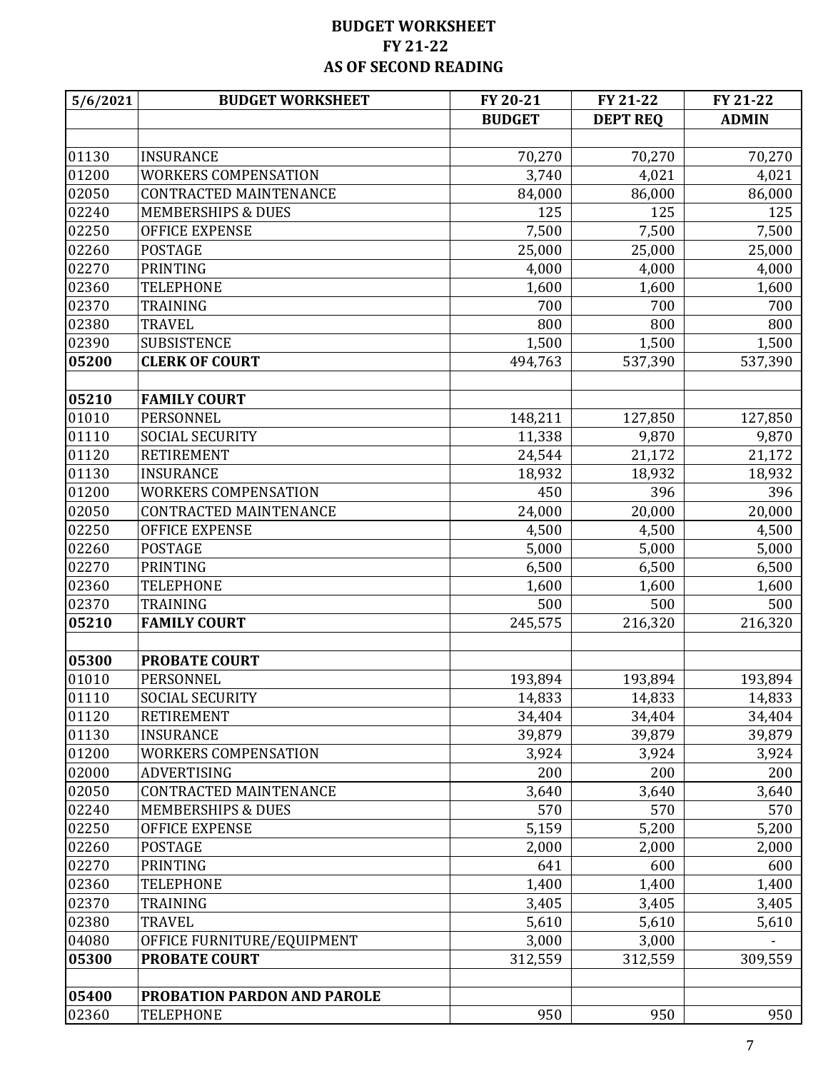# BUDGET WORKSHEET
# FY 21-22
# AS OF SECOND READING

| 5/6/2021 | BUDGET WORKSHEET | FY 20-21 | FY 21-22 | FY 21-22 |
|---|---|---|---|---|
| | | **BUDGET** | **DEPT REQ** | **ADMIN** |
| | | | | |
| 01130 | INSURANCE | 70,270 | 70,270 | 70,270 |
| 01200 | WORKERS COMPENSATION | 3,740 | 4,021 | 4,021 |
| 02050 | CONTRACTED MAINTENANCE | 84,000 | 86,000 | 86,000 |
| 02240 | MEMBERSHIPS & DUES | 125 | 125 | 125 |
| 02250 | OFFICE EXPENSE | 7,500 | 7,500 | 7,500 |
| 02260 | POSTAGE | 25,000 | 25,000 | 25,000 |
| 02270 | PRINTING | 4,000 | 4,000 | 4,000 |
| 02360 | TELEPHONE | 1,600 | 1,600 | 1,600 |
| 02370 | TRAINING | 700 | 700 | 700 |
| 02380 | TRAVEL | 800 | 800 | 800 |
| 02390 | SUBSISTENCE | 1,500 | 1,500 | 1,500 |
| **05200** | **CLERK OF COURT** | 494,763 | 537,390 | 537,390 |
| | | | | |
| **05210** | **FAMILY COURT** | | | |
| 01010 | PERSONNEL | 148,211 | 127,850 | 127,850 |
| 01110 | SOCIAL SECURITY | 11,338 | 9,870 | 9,870 |
| 01120 | RETIREMENT | 24,544 | 21,172 | 21,172 |
| 01130 | INSURANCE | 18,932 | 18,932 | 18,932 |
| 01200 | WORKERS COMPENSATION | 450 | 396 | 396 |
| 02050 | CONTRACTED MAINTENANCE | 24,000 | 20,000 | 20,000 |
| 02250 | OFFICE EXPENSE | 4,500 | 4,500 | 4,500 |
| 02260 | POSTAGE | 5,000 | 5,000 | 5,000 |
| 02270 | PRINTING | 6,500 | 6,500 | 6,500 |
| 02360 | TELEPHONE | 1,600 | 1,600 | 1,600 |
| 02370 | TRAINING | 500 | 500 | 500 |
| **05210** | **FAMILY COURT** | 245,575 | 216,320 | 216,320 |
| | | | | |
| **05300** | **PROBATE COURT** | | | |
| 01010 | PERSONNEL | 193,894 | 193,894 | 193,894 |
| 01110 | SOCIAL SECURITY | 14,833 | 14,833 | 14,833 |
| 01120 | RETIREMENT | 34,404 | 34,404 | 34,404 |
| 01130 | INSURANCE | 39,879 | 39,879 | 39,879 |
| 01200 | WORKERS COMPENSATION | 3,924 | 3,924 | 3,924 |
| 02000 | ADVERTISING | 200 | 200 | 200 |
| 02050 | CONTRACTED MAINTENANCE | 3,640 | 3,640 | 3,640 |
| 02240 | MEMBERSHIPS & DUES | 570 | 570 | 570 |
| 02250 | OFFICE EXPENSE | 5,159 | 5,200 | 5,200 |
| 02260 | POSTAGE | 2,000 | 2,000 | 2,000 |
| 02270 | PRINTING | 641 | 600 | 600 |
| 02360 | TELEPHONE | 1,400 | 1,400 | 1,400 |
| 02370 | TRAINING | 3,405 | 3,405 | 3,405 |
| 02380 | TRAVEL | 5,610 | 5,610 | 5,610 |
| 04080 | OFFICE FURNITURE/EQUIPMENT | 3,000 | 3,000 | - |
| **05300** | **PROBATE COURT** | 312,559 | 312,559 | 309,559 |
| | | | | |
| **05400** | **PROBATION PARDON AND PAROLE** | | | |
| 02360 | TELEPHONE | 950 | 950 | 950 |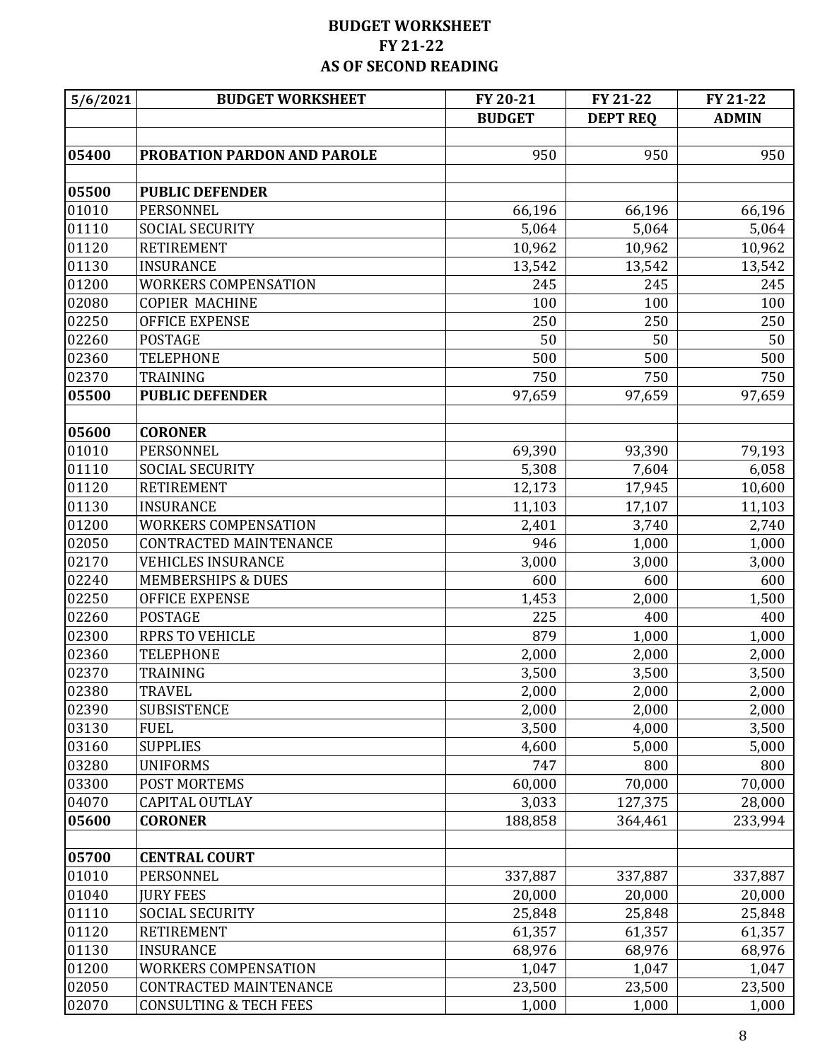# BUDGET WORKSHEET
# FY 21-22
# AS OF SECOND READING

| 5/6/2021 | BUDGET WORKSHEET | FY 20-21 | FY 21-22 | FY 21-22 |
|---|---|---|---|---|
| | | **BUDGET** | **DEPT REQ** | **ADMIN** |
| | | | | |
| **05400** | **PROBATION PARDON AND PAROLE** | 950 | 950 | 950 |
| | | | | |
| **05500** | **PUBLIC DEFENDER** | | | |
| 01010 | PERSONNEL | 66,196 | 66,196 | 66,196 |
| 01110 | SOCIAL SECURITY | 5,064 | 5,064 | 5,064 |
| 01120 | RETIREMENT | 10,962 | 10,962 | 10,962 |
| 01130 | INSURANCE | 13,542 | 13,542 | 13,542 |
| 01200 | WORKERS COMPENSATION | 245 | 245 | 245 |
| 02080 | COPIER MACHINE | 100 | 100 | 100 |
| 02250 | OFFICE EXPENSE | 250 | 250 | 250 |
| 02260 | POSTAGE | 50 | 50 | 50 |
| 02360 | TELEPHONE | 500 | 500 | 500 |
| 02370 | TRAINING | 750 | 750 | 750 |
| **05500** | **PUBLIC DEFENDER** | 97,659 | 97,659 | 97,659 |
| | | | | |
| **05600** | **CORONER** | | | |
| 01010 | PERSONNEL | 69,390 | 93,390 | 79,193 |
| 01110 | SOCIAL SECURITY | 5,308 | 7,604 | 6,058 |
| 01120 | RETIREMENT | 12,173 | 17,945 | 10,600 |
| 01130 | INSURANCE | 11,103 | 17,107 | 11,103 |
| 01200 | WORKERS COMPENSATION | 2,401 | 3,740 | 2,740 |
| 02050 | CONTRACTED MAINTENANCE | 946 | 1,000 | 1,000 |
| 02170 | VEHICLES INSURANCE | 3,000 | 3,000 | 3,000 |
| 02240 | MEMBERSHIPS & DUES | 600 | 600 | 600 |
| 02250 | OFFICE EXPENSE | 1,453 | 2,000 | 1,500 |
| 02260 | POSTAGE | 225 | 400 | 400 |
| 02300 | RPRS TO VEHICLE | 879 | 1,000 | 1,000 |
| 02360 | TELEPHONE | 2,000 | 2,000 | 2,000 |
| 02370 | TRAINING | 3,500 | 3,500 | 3,500 |
| 02380 | TRAVEL | 2,000 | 2,000 | 2,000 |
| 02390 | SUBSISTENCE | 2,000 | 2,000 | 2,000 |
| 03130 | FUEL | 3,500 | 4,000 | 3,500 |
| 03160 | SUPPLIES | 4,600 | 5,000 | 5,000 |
| 03280 | UNIFORMS | 747 | 800 | 800 |
| 03300 | POST MORTEMS | 60,000 | 70,000 | 70,000 |
| 04070 | CAPITAL OUTLAY | 3,033 | 127,375 | 28,000 |
| **05600** | **CORONER** | 188,858 | 364,461 | 233,994 |
| | | | | |
| **05700** | **CENTRAL COURT** | | | |
| 01010 | PERSONNEL | 337,887 | 337,887 | 337,887 |
| 01040 | JURY FEES | 20,000 | 20,000 | 20,000 |
| 01110 | SOCIAL SECURITY | 25,848 | 25,848 | 25,848 |
| 01120 | RETIREMENT | 61,357 | 61,357 | 61,357 |
| 01130 | INSURANCE | 68,976 | 68,976 | 68,976 |
| 01200 | WORKERS COMPENSATION | 1,047 | 1,047 | 1,047 |
| 02050 | CONTRACTED MAINTENANCE | 23,500 | 23,500 | 23,500 |
| 02070 | CONSULTING & TECH FEES | 1,000 | 1,000 | 1,000 |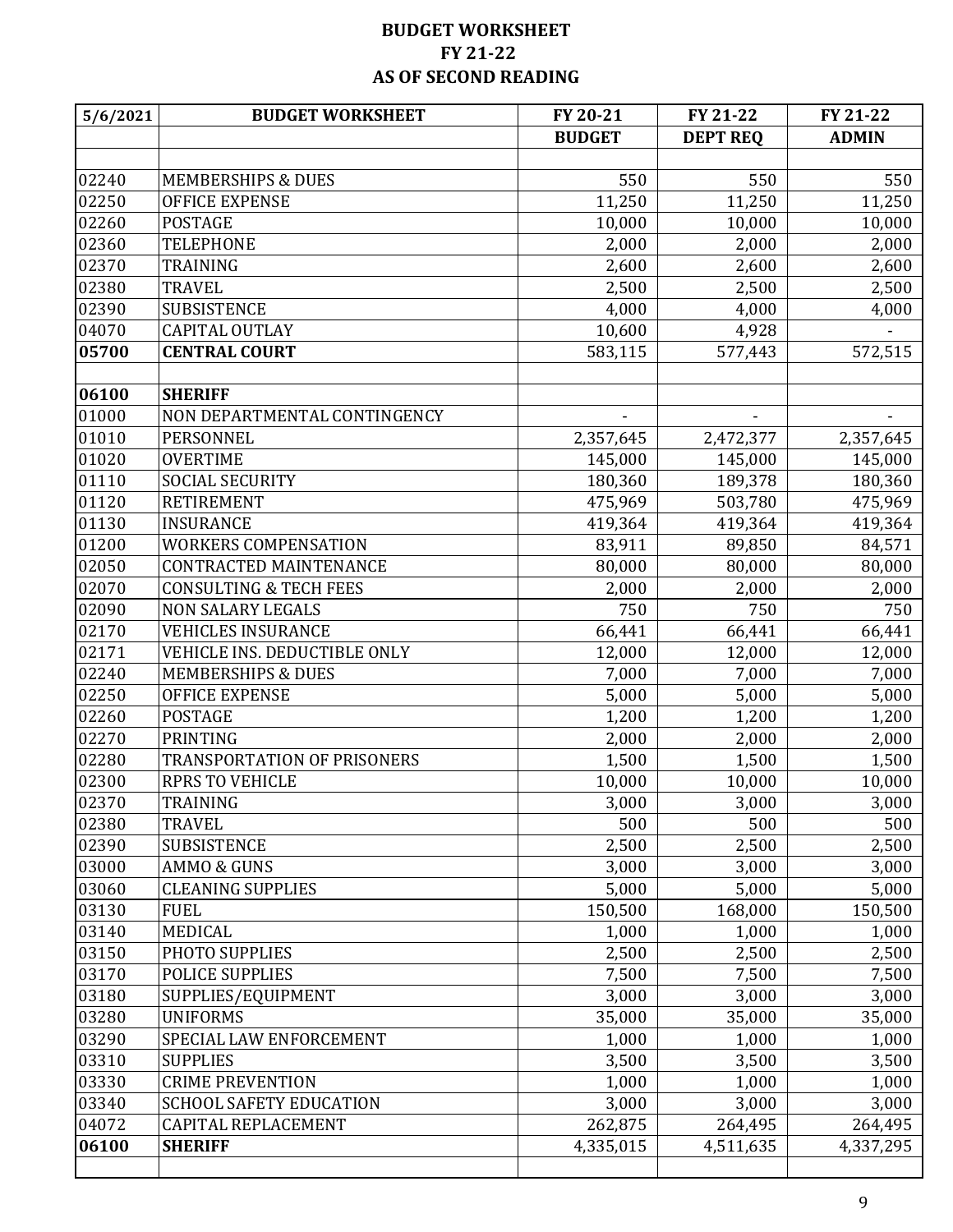# BUDGET WORKSHEET
# FY 21-22
# AS OF SECOND READING

| 5/6/2021 | BUDGET WORKSHEET | FY 20-21 | FY 21-22 | FY 21-22 |
|---|---|---|---|---|
| | | BUDGET | DEPT REQ | ADMIN |
| | | | | |
| 02240 | MEMBERSHIPS & DUES | 550 | 550 | 550 |
| 02250 | OFFICE EXPENSE | 11,250 | 11,250 | 11,250 |
| 02260 | POSTAGE | 10,000 | 10,000 | 10,000 |
| 02360 | TELEPHONE | 2,000 | 2,000 | 2,000 |
| 02370 | TRAINING | 2,600 | 2,600 | 2,600 |
| 02380 | TRAVEL | 2,500 | 2,500 | 2,500 |
| 02390 | SUBSISTENCE | 4,000 | 4,000 | 4,000 |
| 04070 | CAPITAL OUTLAY | 10,600 | 4,928 | - |
| **05700** | **CENTRAL COURT** | 583,115 | 577,443 | 572,515 |
| | | | | |
| **06100** | **SHERIFF** | | | |
| 01000 | NON DEPARTMENTAL CONTINGENCY | - | - | - |
| 01010 | PERSONNEL | 2,357,645 | 2,472,377 | 2,357,645 |
| 01020 | OVERTIME | 145,000 | 145,000 | 145,000 |
| 01110 | SOCIAL SECURITY | 180,360 | 189,378 | 180,360 |
| 01120 | RETIREMENT | 475,969 | 503,780 | 475,969 |
| 01130 | INSURANCE | 419,364 | 419,364 | 419,364 |
| 01200 | WORKERS COMPENSATION | 83,911 | 89,850 | 84,571 |
| 02050 | CONTRACTED MAINTENANCE | 80,000 | 80,000 | 80,000 |
| 02070 | CONSULTING & TECH FEES | 2,000 | 2,000 | 2,000 |
| 02090 | NON SALARY LEGALS | 750 | 750 | 750 |
| 02170 | VEHICLES INSURANCE | 66,441 | 66,441 | 66,441 |
| 02171 | VEHICLE INS. DEDUCTIBLE ONLY | 12,000 | 12,000 | 12,000 |
| 02240 | MEMBERSHIPS & DUES | 7,000 | 7,000 | 7,000 |
| 02250 | OFFICE EXPENSE | 5,000 | 5,000 | 5,000 |
| 02260 | POSTAGE | 1,200 | 1,200 | 1,200 |
| 02270 | PRINTING | 2,000 | 2,000 | 2,000 |
| 02280 | TRANSPORTATION OF PRISONERS | 1,500 | 1,500 | 1,500 |
| 02300 | RPRS TO VEHICLE | 10,000 | 10,000 | 10,000 |
| 02370 | TRAINING | 3,000 | 3,000 | 3,000 |
| 02380 | TRAVEL | 500 | 500 | 500 |
| 02390 | SUBSISTENCE | 2,500 | 2,500 | 2,500 |
| 03000 | AMMO & GUNS | 3,000 | 3,000 | 3,000 |
| 03060 | CLEANING SUPPLIES | 5,000 | 5,000 | 5,000 |
| 03130 | FUEL | 150,500 | 168,000 | 150,500 |
| 03140 | MEDICAL | 1,000 | 1,000 | 1,000 |
| 03150 | PHOTO SUPPLIES | 2,500 | 2,500 | 2,500 |
| 03170 | POLICE SUPPLIES | 7,500 | 7,500 | 7,500 |
| 03180 | SUPPLIES/EQUIPMENT | 3,000 | 3,000 | 3,000 |
| 03280 | UNIFORMS | 35,000 | 35,000 | 35,000 |
| 03290 | SPECIAL LAW ENFORCEMENT | 1,000 | 1,000 | 1,000 |
| 03310 | SUPPLIES | 3,500 | 3,500 | 3,500 |
| 03330 | CRIME PREVENTION | 1,000 | 1,000 | 1,000 |
| 03340 | SCHOOL SAFETY EDUCATION | 3,000 | 3,000 | 3,000 |
| 04072 | CAPITAL REPLACEMENT | 262,875 | 264,495 | 264,495 |
| **06100** | **SHERIFF** | 4,335,015 | 4,511,635 | 4,337,295 |
| | | | | |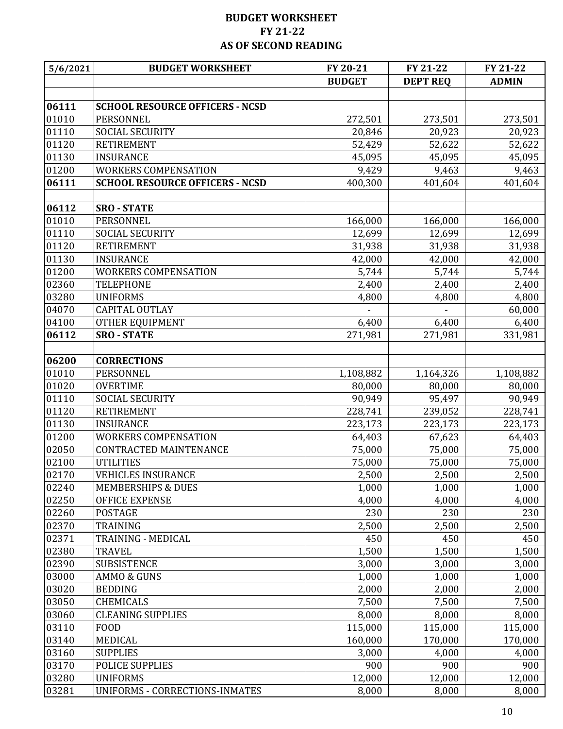# BUDGET WORKSHEET
# FY 21-22
# AS OF SECOND READING

| 5/6/2021 | BUDGET WORKSHEET | FY 20-21 | FY 21-22 | FY 21-22 |
|---|---|---|---|---|
| | | **BUDGET** | **DEPT REQ** | **ADMIN** |
| | | | | |
| **06111** | **SCHOOL RESOURCE OFFICERS - NCSD** | | | |
| 01010 | PERSONNEL | 272,501 | 273,501 | 273,501 |
| 01110 | SOCIAL SECURITY | 20,846 | 20,923 | 20,923 |
| 01120 | RETIREMENT | 52,429 | 52,622 | 52,622 |
| 01130 | INSURANCE | 45,095 | 45,095 | 45,095 |
| 01200 | WORKERS COMPENSATION | 9,429 | 9,463 | 9,463 |
| **06111** | **SCHOOL RESOURCE OFFICERS - NCSD** | 400,300 | 401,604 | 401,604 |
| | | | | |
| **06112** | **SRO - STATE** | | | |
| 01010 | PERSONNEL | 166,000 | 166,000 | 166,000 |
| 01110 | SOCIAL SECURITY | 12,699 | 12,699 | 12,699 |
| 01120 | RETIREMENT | 31,938 | 31,938 | 31,938 |
| 01130 | INSURANCE | 42,000 | 42,000 | 42,000 |
| 01200 | WORKERS COMPENSATION | 5,744 | 5,744 | 5,744 |
| 02360 | TELEPHONE | 2,400 | 2,400 | 2,400 |
| 03280 | UNIFORMS | 4,800 | 4,800 | 4,800 |
| 04070 | CAPITAL OUTLAY | - | - | 60,000 |
| 04100 | OTHER EQUIPMENT | 6,400 | 6,400 | 6,400 |
| **06112** | **SRO - STATE** | 271,981 | 271,981 | 331,981 |
| | | | | |
| **06200** | **CORRECTIONS** | | | |
| 01010 | PERSONNEL | 1,108,882 | 1,164,326 | 1,108,882 |
| 01020 | OVERTIME | 80,000 | 80,000 | 80,000 |
| 01110 | SOCIAL SECURITY | 90,949 | 95,497 | 90,949 |
| 01120 | RETIREMENT | 228,741 | 239,052 | 228,741 |
| 01130 | INSURANCE | 223,173 | 223,173 | 223,173 |
| 01200 | WORKERS COMPENSATION | 64,403 | 67,623 | 64,403 |
| 02050 | CONTRACTED MAINTENANCE | 75,000 | 75,000 | 75,000 |
| 02100 | UTILITIES | 75,000 | 75,000 | 75,000 |
| 02170 | VEHICLES INSURANCE | 2,500 | 2,500 | 2,500 |
| 02240 | MEMBERSHIPS & DUES | 1,000 | 1,000 | 1,000 |
| 02250 | OFFICE EXPENSE | 4,000 | 4,000 | 4,000 |
| 02260 | POSTAGE | 230 | 230 | 230 |
| 02370 | TRAINING | 2,500 | 2,500 | 2,500 |
| 02371 | TRAINING - MEDICAL | 450 | 450 | 450 |
| 02380 | TRAVEL | 1,500 | 1,500 | 1,500 |
| 02390 | SUBSISTENCE | 3,000 | 3,000 | 3,000 |
| 03000 | AMMO & GUNS | 1,000 | 1,000 | 1,000 |
| 03020 | BEDDING | 2,000 | 2,000 | 2,000 |
| 03050 | CHEMICALS | 7,500 | 7,500 | 7,500 |
| 03060 | CLEANING SUPPLIES | 8,000 | 8,000 | 8,000 |
| 03110 | FOOD | 115,000 | 115,000 | 115,000 |
| 03140 | MEDICAL | 160,000 | 170,000 | 170,000 |
| 03160 | SUPPLIES | 3,000 | 4,000 | 4,000 |
| 03170 | POLICE SUPPLIES | 900 | 900 | 900 |
| 03280 | UNIFORMS | 12,000 | 12,000 | 12,000 |
| 03281 | UNIFORMS - CORRECTIONS-INMATES | 8,000 | 8,000 | 8,000 |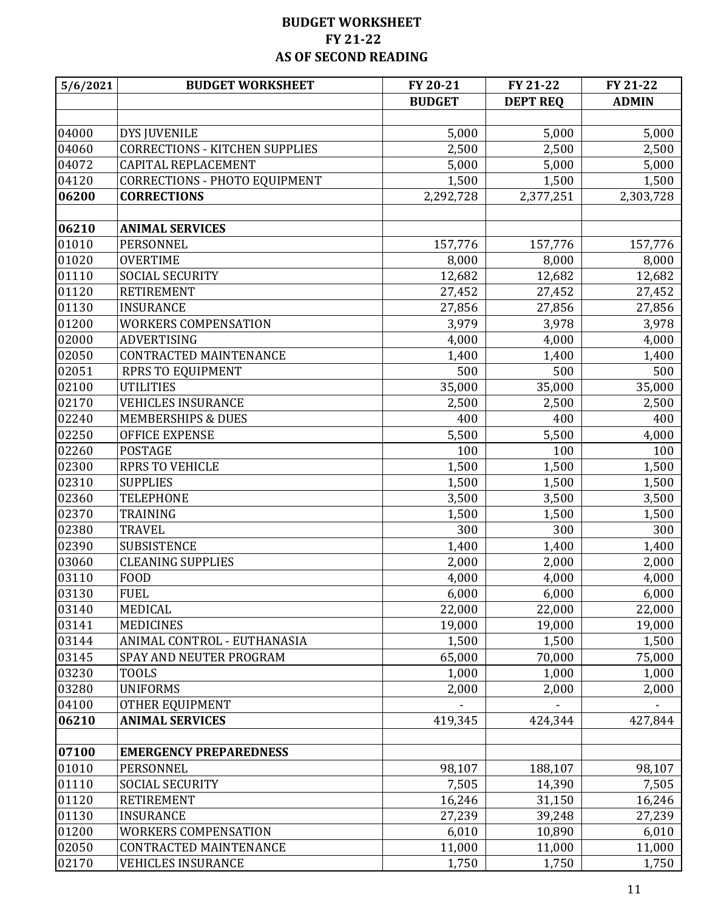# BUDGET WORKSHEET
# FY 21-22
# AS OF SECOND READING

| 5/6/2021 | BUDGET WORKSHEET | FY 20-21 | FY 21-22 | FY 21-22 |
|---|---|---|---|---|
| | | BUDGET | DEPT REQ | ADMIN |
| | | | | |
| 04000 | DYS JUVENILE | 5,000 | 5,000 | 5,000 |
| 04060 | CORRECTIONS - KITCHEN SUPPLIES | 2,500 | 2,500 | 2,500 |
| 04072 | CAPITAL REPLACEMENT | 5,000 | 5,000 | 5,000 |
| 04120 | CORRECTIONS - PHOTO EQUIPMENT | 1,500 | 1,500 | 1,500 |
| **06200** | **CORRECTIONS** | 2,292,728 | 2,377,251 | 2,303,728 |
| | | | | |
| **06210** | **ANIMAL SERVICES** | | | |
| 01010 | PERSONNEL | 157,776 | 157,776 | 157,776 |
| 01020 | OVERTIME | 8,000 | 8,000 | 8,000 |
| 01110 | SOCIAL SECURITY | 12,682 | 12,682 | 12,682 |
| 01120 | RETIREMENT | 27,452 | 27,452 | 27,452 |
| 01130 | INSURANCE | 27,856 | 27,856 | 27,856 |
| 01200 | WORKERS COMPENSATION | 3,979 | 3,978 | 3,978 |
| 02000 | ADVERTISING | 4,000 | 4,000 | 4,000 |
| 02050 | CONTRACTED MAINTENANCE | 1,400 | 1,400 | 1,400 |
| 02051 | RPRS TO EQUIPMENT | 500 | 500 | 500 |
| 02100 | UTILITIES | 35,000 | 35,000 | 35,000 |
| 02170 | VEHICLES INSURANCE | 2,500 | 2,500 | 2,500 |
| 02240 | MEMBERSHIPS & DUES | 400 | 400 | 400 |
| 02250 | OFFICE EXPENSE | 5,500 | 5,500 | 4,000 |
| 02260 | POSTAGE | 100 | 100 | 100 |
| 02300 | RPRS TO VEHICLE | 1,500 | 1,500 | 1,500 |
| 02310 | SUPPLIES | 1,500 | 1,500 | 1,500 |
| 02360 | TELEPHONE | 3,500 | 3,500 | 3,500 |
| 02370 | TRAINING | 1,500 | 1,500 | 1,500 |
| 02380 | TRAVEL | 300 | 300 | 300 |
| 02390 | SUBSISTENCE | 1,400 | 1,400 | 1,400 |
| 03060 | CLEANING SUPPLIES | 2,000 | 2,000 | 2,000 |
| 03110 | FOOD | 4,000 | 4,000 | 4,000 |
| 03130 | FUEL | 6,000 | 6,000 | 6,000 |
| 03140 | MEDICAL | 22,000 | 22,000 | 22,000 |
| 03141 | MEDICINES | 19,000 | 19,000 | 19,000 |
| 03144 | ANIMAL CONTROL - EUTHANASIA | 1,500 | 1,500 | 1,500 |
| 03145 | SPAY AND NEUTER PROGRAM | 65,000 | 70,000 | 75,000 |
| 03230 | TOOLS | 1,000 | 1,000 | 1,000 |
| 03280 | UNIFORMS | 2,000 | 2,000 | 2,000 |
| 04100 | OTHER EQUIPMENT | - | - | - |
| **06210** | **ANIMAL SERVICES** | 419,345 | 424,344 | 427,844 |
| | | | | |
| **07100** | **EMERGENCY PREPAREDNESS** | | | |
| 01010 | PERSONNEL | 98,107 | 188,107 | 98,107 |
| 01110 | SOCIAL SECURITY | 7,505 | 14,390 | 7,505 |
| 01120 | RETIREMENT | 16,246 | 31,150 | 16,246 |
| 01130 | INSURANCE | 27,239 | 39,248 | 27,239 |
| 01200 | WORKERS COMPENSATION | 6,010 | 10,890 | 6,010 |
| 02050 | CONTRACTED MAINTENANCE | 11,000 | 11,000 | 11,000 |
| 02170 | VEHICLES INSURANCE | 1,750 | 1,750 | 1,750 |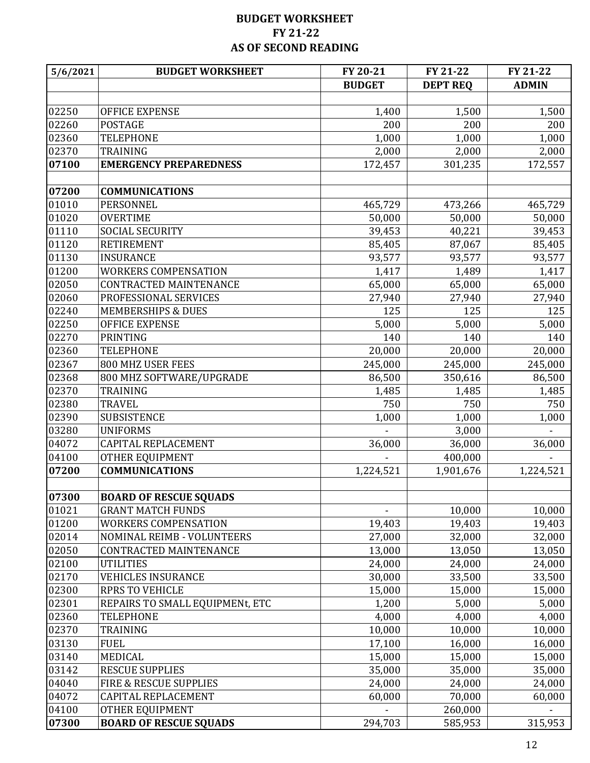# BUDGET WORKSHEET
# FY 21-22
# AS OF SECOND READING

| 5/6/2021 | BUDGET WORKSHEET | FY 20-21 | FY 21-22 | FY 21-22 |
|---|---|---|---|---|
| | | **BUDGET** | **DEPT REQ** | **ADMIN** |
| | | | | |
| 02250 | OFFICE EXPENSE | 1,400 | 1,500 | 1,500 |
| 02260 | POSTAGE | 200 | 200 | 200 |
| 02360 | TELEPHONE | 1,000 | 1,000 | 1,000 |
| 02370 | TRAINING | 2,000 | 2,000 | 2,000 |
| **07100** | **EMERGENCY PREPAREDNESS** | 172,457 | 301,235 | 172,557 |
| | | | | |
| **07200** | **COMMUNICATIONS** | | | |
| 01010 | PERSONNEL | 465,729 | 473,266 | 465,729 |
| 01020 | OVERTIME | 50,000 | 50,000 | 50,000 |
| 01110 | SOCIAL SECURITY | 39,453 | 40,221 | 39,453 |
| 01120 | RETIREMENT | 85,405 | 87,067 | 85,405 |
| 01130 | INSURANCE | 93,577 | 93,577 | 93,577 |
| 01200 | WORKERS COMPENSATION | 1,417 | 1,489 | 1,417 |
| 02050 | CONTRACTED MAINTENANCE | 65,000 | 65,000 | 65,000 |
| 02060 | PROFESSIONAL SERVICES | 27,940 | 27,940 | 27,940 |
| 02240 | MEMBERSHIPS & DUES | 125 | 125 | 125 |
| 02250 | OFFICE EXPENSE | 5,000 | 5,000 | 5,000 |
| 02270 | PRINTING | 140 | 140 | 140 |
| 02360 | TELEPHONE | 20,000 | 20,000 | 20,000 |
| 02367 | 800 MHZ USER FEES | 245,000 | 245,000 | 245,000 |
| 02368 | 800 MHZ SOFTWARE/UPGRADE | 86,500 | 350,616 | 86,500 |
| 02370 | TRAINING | 1,485 | 1,485 | 1,485 |
| 02380 | TRAVEL | 750 | 750 | 750 |
| 02390 | SUBSISTENCE | 1,000 | 1,000 | 1,000 |
| 03280 | UNIFORMS | - | 3,000 | - |
| 04072 | CAPITAL REPLACEMENT | 36,000 | 36,000 | 36,000 |
| 04100 | OTHER EQUIPMENT | - | 400,000 | - |
| **07200** | **COMMUNICATIONS** | 1,224,521 | 1,901,676 | 1,224,521 |
| | | | | |
| **07300** | **BOARD OF RESCUE SQUADS** | | | |
| 01021 | GRANT MATCH FUNDS | - | 10,000 | 10,000 |
| 01200 | WORKERS COMPENSATION | 19,403 | 19,403 | 19,403 |
| 02014 | NOMINAL REIMB - VOLUNTEERS | 27,000 | 32,000 | 32,000 |
| 02050 | CONTRACTED MAINTENANCE | 13,000 | 13,050 | 13,050 |
| 02100 | UTILITIES | 24,000 | 24,000 | 24,000 |
| 02170 | VEHICLES INSURANCE | 30,000 | 33,500 | 33,500 |
| 02300 | RPRS TO VEHICLE | 15,000 | 15,000 | 15,000 |
| 02301 | REPAIRS TO SMALL EQUIPMENt, ETC | 1,200 | 5,000 | 5,000 |
| 02360 | TELEPHONE | 4,000 | 4,000 | 4,000 |
| 02370 | TRAINING | 10,000 | 10,000 | 10,000 |
| 03130 | FUEL | 17,100 | 16,000 | 16,000 |
| 03140 | MEDICAL | 15,000 | 15,000 | 15,000 |
| 03142 | RESCUE SUPPLIES | 35,000 | 35,000 | 35,000 |
| 04040 | FIRE & RESCUE SUPPLIES | 24,000 | 24,000 | 24,000 |
| 04072 | CAPITAL REPLACEMENT | 60,000 | 70,000 | 60,000 |
| 04100 | OTHER EQUIPMENT | - | 260,000 | - |
| **07300** | **BOARD OF RESCUE SQUADS** | 294,703 | 585,953 | 315,953 |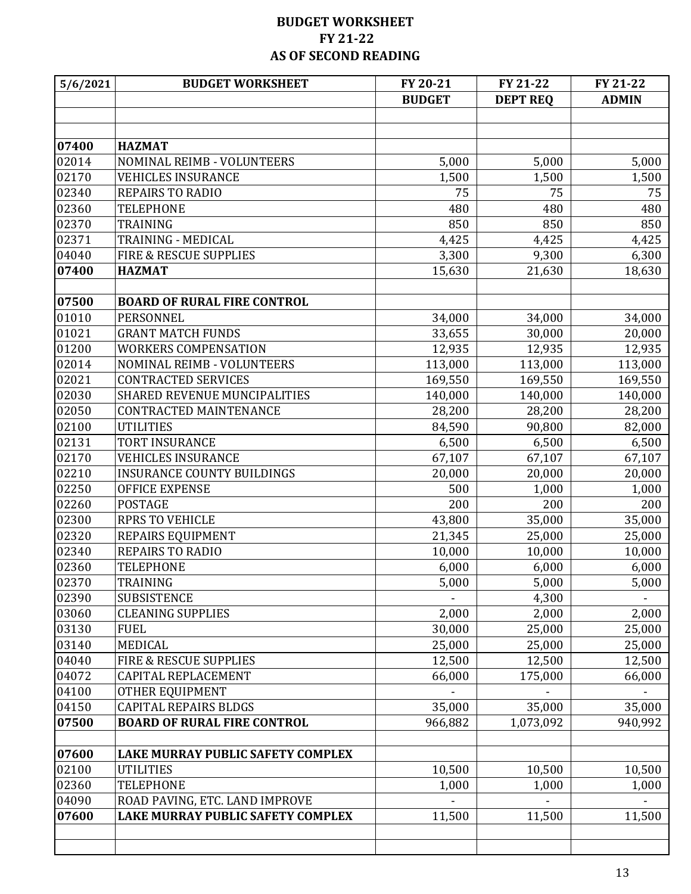# BUDGET WORKSHEET
# FY 21-22
# AS OF SECOND READING

| 5/6/2021 | BUDGET WORKSHEET | FY 20-21 | FY 21-22 | FY 21-22 |
|---|---|---|---|---|
| | | BUDGET | DEPT REQ | ADMIN |
| | | | | |
| | | | | |
| **07400** | **HAZMAT** | | | |
| 02014 | NOMINAL REIMB - VOLUNTEERS | 5,000 | 5,000 | 5,000 |
| 02170 | VEHICLES INSURANCE | 1,500 | 1,500 | 1,500 |
| 02340 | REPAIRS TO RADIO | 75 | 75 | 75 |
| 02360 | TELEPHONE | 480 | 480 | 480 |
| 02370 | TRAINING | 850 | 850 | 850 |
| 02371 | TRAINING - MEDICAL | 4,425 | 4,425 | 4,425 |
| 04040 | FIRE & RESCUE SUPPLIES | 3,300 | 9,300 | 6,300 |
| **07400** | **HAZMAT** | 15,630 | 21,630 | 18,630 |
| | | | | |
| **07500** | **BOARD OF RURAL FIRE CONTROL** | | | |
| 01010 | PERSONNEL | 34,000 | 34,000 | 34,000 |
| 01021 | GRANT MATCH FUNDS | 33,655 | 30,000 | 20,000 |
| 01200 | WORKERS COMPENSATION | 12,935 | 12,935 | 12,935 |
| 02014 | NOMINAL REIMB - VOLUNTEERS | 113,000 | 113,000 | 113,000 |
| 02021 | CONTRACTED SERVICES | 169,550 | 169,550 | 169,550 |
| 02030 | SHARED REVENUE MUNCIPALITIES | 140,000 | 140,000 | 140,000 |
| 02050 | CONTRACTED MAINTENANCE | 28,200 | 28,200 | 28,200 |
| 02100 | UTILITIES | 84,590 | 90,800 | 82,000 |
| 02131 | TORT INSURANCE | 6,500 | 6,500 | 6,500 |
| 02170 | VEHICLES INSURANCE | 67,107 | 67,107 | 67,107 |
| 02210 | INSURANCE COUNTY BUILDINGS | 20,000 | 20,000 | 20,000 |
| 02250 | OFFICE EXPENSE | 500 | 1,000 | 1,000 |
| 02260 | POSTAGE | 200 | 200 | 200 |
| 02300 | RPRS TO VEHICLE | 43,800 | 35,000 | 35,000 |
| 02320 | REPAIRS EQUIPMENT | 21,345 | 25,000 | 25,000 |
| 02340 | REPAIRS TO RADIO | 10,000 | 10,000 | 10,000 |
| 02360 | TELEPHONE | 6,000 | 6,000 | 6,000 |
| 02370 | TRAINING | 5,000 | 5,000 | 5,000 |
| 02390 | SUBSISTENCE | - | 4,300 | - |
| 03060 | CLEANING SUPPLIES | 2,000 | 2,000 | 2,000 |
| 03130 | FUEL | 30,000 | 25,000 | 25,000 |
| 03140 | MEDICAL | 25,000 | 25,000 | 25,000 |
| 04040 | FIRE & RESCUE SUPPLIES | 12,500 | 12,500 | 12,500 |
| 04072 | CAPITAL REPLACEMENT | 66,000 | 175,000 | 66,000 |
| 04100 | OTHER EQUIPMENT | - | - | - |
| 04150 | CAPITAL REPAIRS BLDGS | 35,000 | 35,000 | 35,000 |
| **07500** | **BOARD OF RURAL FIRE CONTROL** | 966,882 | 1,073,092 | 940,992 |
| | | | | |
| **07600** | **LAKE MURRAY PUBLIC SAFETY COMPLEX** | | | |
| 02100 | UTILITIES | 10,500 | 10,500 | 10,500 |
| 02360 | TELEPHONE | 1,000 | 1,000 | 1,000 |
| 04090 | ROAD PAVING, ETC. LAND IMPROVE | - | - | - |
| **07600** | **LAKE MURRAY PUBLIC SAFETY COMPLEX** | 11,500 | 11,500 | 11,500 |
| | | | | |
| | | | | |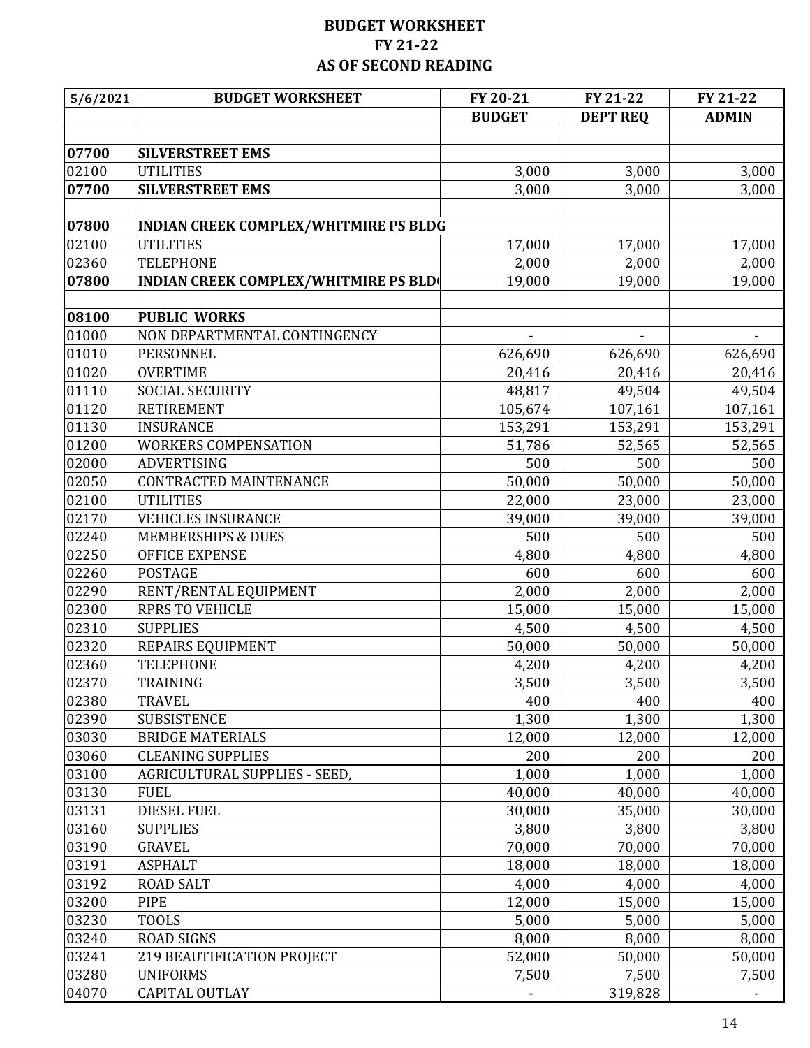# BUDGET WORKSHEET
# FY 21-22
# AS OF SECOND READING

| 5/6/2021 | BUDGET WORKSHEET | FY 20-21 | FY 21-22 | FY 21-22 |
|---|---|---|---|---|
| | | BUDGET | DEPT REQ | ADMIN |
| | | | | |
| **07700** | **SILVERSTREET EMS** | | | |
| 02100 | UTILITIES | 3,000 | 3,000 | 3,000 |
| **07700** | **SILVERSTREET EMS** | 3,000 | 3,000 | 3,000 |
| | | | | |
| **07800** | **INDIAN CREEK COMPLEX/WHITMIRE PS BLDG** | | | |
| 02100 | UTILITIES | 17,000 | 17,000 | 17,000 |
| 02360 | TELEPHONE | 2,000 | 2,000 | 2,000 |
| **07800** | **INDIAN CREEK COMPLEX/WHITMIRE PS BLD(** | 19,000 | 19,000 | 19,000 |
| | | | | |
| **08100** | **PUBLIC WORKS** | | | |
| 01000 | NON DEPARTMENTAL CONTINGENCY | - | - | - |
| 01010 | PERSONNEL | 626,690 | 626,690 | 626,690 |
| 01020 | OVERTIME | 20,416 | 20,416 | 20,416 |
| 01110 | SOCIAL SECURITY | 48,817 | 49,504 | 49,504 |
| 01120 | RETIREMENT | 105,674 | 107,161 | 107,161 |
| 01130 | INSURANCE | 153,291 | 153,291 | 153,291 |
| 01200 | WORKERS COMPENSATION | 51,786 | 52,565 | 52,565 |
| 02000 | ADVERTISING | 500 | 500 | 500 |
| 02050 | CONTRACTED MAINTENANCE | 50,000 | 50,000 | 50,000 |
| 02100 | UTILITIES | 22,000 | 23,000 | 23,000 |
| 02170 | VEHICLES INSURANCE | 39,000 | 39,000 | 39,000 |
| 02240 | MEMBERSHIPS & DUES | 500 | 500 | 500 |
| 02250 | OFFICE EXPENSE | 4,800 | 4,800 | 4,800 |
| 02260 | POSTAGE | 600 | 600 | 600 |
| 02290 | RENT/RENTAL EQUIPMENT | 2,000 | 2,000 | 2,000 |
| 02300 | RPRS TO VEHICLE | 15,000 | 15,000 | 15,000 |
| 02310 | SUPPLIES | 4,500 | 4,500 | 4,500 |
| 02320 | REPAIRS EQUIPMENT | 50,000 | 50,000 | 50,000 |
| 02360 | TELEPHONE | 4,200 | 4,200 | 4,200 |
| 02370 | TRAINING | 3,500 | 3,500 | 3,500 |
| 02380 | TRAVEL | 400 | 400 | 400 |
| 02390 | SUBSISTENCE | 1,300 | 1,300 | 1,300 |
| 03030 | BRIDGE MATERIALS | 12,000 | 12,000 | 12,000 |
| 03060 | CLEANING SUPPLIES | 200 | 200 | 200 |
| 03100 | AGRICULTURAL SUPPLIES - SEED, | 1,000 | 1,000 | 1,000 |
| 03130 | FUEL | 40,000 | 40,000 | 40,000 |
| 03131 | DIESEL FUEL | 30,000 | 35,000 | 30,000 |
| 03160 | SUPPLIES | 3,800 | 3,800 | 3,800 |
| 03190 | GRAVEL | 70,000 | 70,000 | 70,000 |
| 03191 | ASPHALT | 18,000 | 18,000 | 18,000 |
| 03192 | ROAD SALT | 4,000 | 4,000 | 4,000 |
| 03200 | PIPE | 12,000 | 15,000 | 15,000 |
| 03230 | TOOLS | 5,000 | 5,000 | 5,000 |
| 03240 | ROAD SIGNS | 8,000 | 8,000 | 8,000 |
| 03241 | 219 BEAUTIFICATION PROJECT | 52,000 | 50,000 | 50,000 |
| 03280 | UNIFORMS | 7,500 | 7,500 | 7,500 |
| 04070 | CAPITAL OUTLAY | - | 319,828 | - |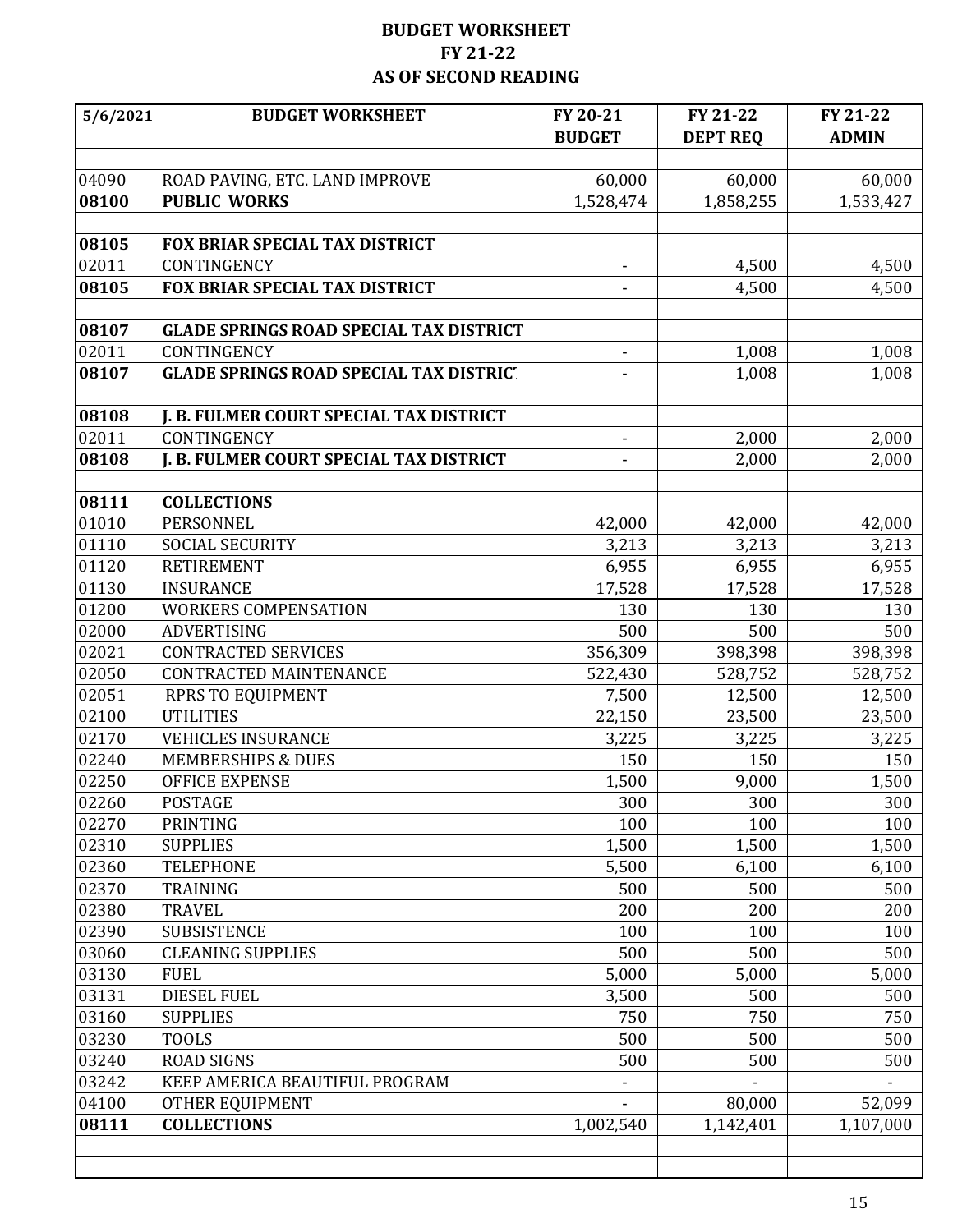# BUDGET WORKSHEET
# FY 21-22
# AS OF SECOND READING

| 5/6/2021 | BUDGET WORKSHEET | FY 20-21 | FY 21-22 | FY 21-22 |
|---|---|---|---|---|
| | | BUDGET | DEPT REQ | ADMIN |
| | | | | |
| 04090 | ROAD PAVING, ETC. LAND IMPROVE | 60,000 | 60,000 | 60,000 |
| **08100** | **PUBLIC WORKS** | 1,528,474 | 1,858,255 | 1,533,427 |
| | | | | |
| **08105** | **FOX BRIAR SPECIAL TAX DISTRICT** | | | |
| 02011 | CONTINGENCY | - | 4,500 | 4,500 |
| **08105** | **FOX BRIAR SPECIAL TAX DISTRICT** | - | 4,500 | 4,500 |
| | | | | |
| **08107** | **GLADE SPRINGS ROAD SPECIAL TAX DISTRICT** | | | |
| 02011 | CONTINGENCY | - | 1,008 | 1,008 |
| **08107** | **GLADE SPRINGS ROAD SPECIAL TAX DISTRICT** | - | 1,008 | 1,008 |
| | | | | |
| **08108** | **J. B. FULMER COURT SPECIAL TAX DISTRICT** | | | |
| 02011 | CONTINGENCY | - | 2,000 | 2,000 |
| **08108** | **J. B. FULMER COURT SPECIAL TAX DISTRICT** | - | 2,000 | 2,000 |
| | | | | |
| **08111** | **COLLECTIONS** | | | |
| 01010 | PERSONNEL | 42,000 | 42,000 | 42,000 |
| 01110 | SOCIAL SECURITY | 3,213 | 3,213 | 3,213 |
| 01120 | RETIREMENT | 6,955 | 6,955 | 6,955 |
| 01130 | INSURANCE | 17,528 | 17,528 | 17,528 |
| 01200 | WORKERS COMPENSATION | 130 | 130 | 130 |
| 02000 | ADVERTISING | 500 | 500 | 500 |
| 02021 | CONTRACTED SERVICES | 356,309 | 398,398 | 398,398 |
| 02050 | CONTRACTED MAINTENANCE | 522,430 | 528,752 | 528,752 |
| 02051 | RPRS TO EQUIPMENT | 7,500 | 12,500 | 12,500 |
| 02100 | UTILITIES | 22,150 | 23,500 | 23,500 |
| 02170 | VEHICLES INSURANCE | 3,225 | 3,225 | 3,225 |
| 02240 | MEMBERSHIPS & DUES | 150 | 150 | 150 |
| 02250 | OFFICE EXPENSE | 1,500 | 9,000 | 1,500 |
| 02260 | POSTAGE | 300 | 300 | 300 |
| 02270 | PRINTING | 100 | 100 | 100 |
| 02310 | SUPPLIES | 1,500 | 1,500 | 1,500 |
| 02360 | TELEPHONE | 5,500 | 6,100 | 6,100 |
| 02370 | TRAINING | 500 | 500 | 500 |
| 02380 | TRAVEL | 200 | 200 | 200 |
| 02390 | SUBSISTENCE | 100 | 100 | 100 |
| 03060 | CLEANING SUPPLIES | 500 | 500 | 500 |
| 03130 | FUEL | 5,000 | 5,000 | 5,000 |
| 03131 | DIESEL FUEL | 3,500 | 500 | 500 |
| 03160 | SUPPLIES | 750 | 750 | 750 |
| 03230 | TOOLS | 500 | 500 | 500 |
| 03240 | ROAD SIGNS | 500 | 500 | 500 |
| 03242 | KEEP AMERICA BEAUTIFUL PROGRAM | - | - | - |
| 04100 | OTHER EQUIPMENT | - | 80,000 | 52,099 |
| **08111** | **COLLECTIONS** | 1,002,540 | 1,142,401 | 1,107,000 |
| | | | | |
| | | | | |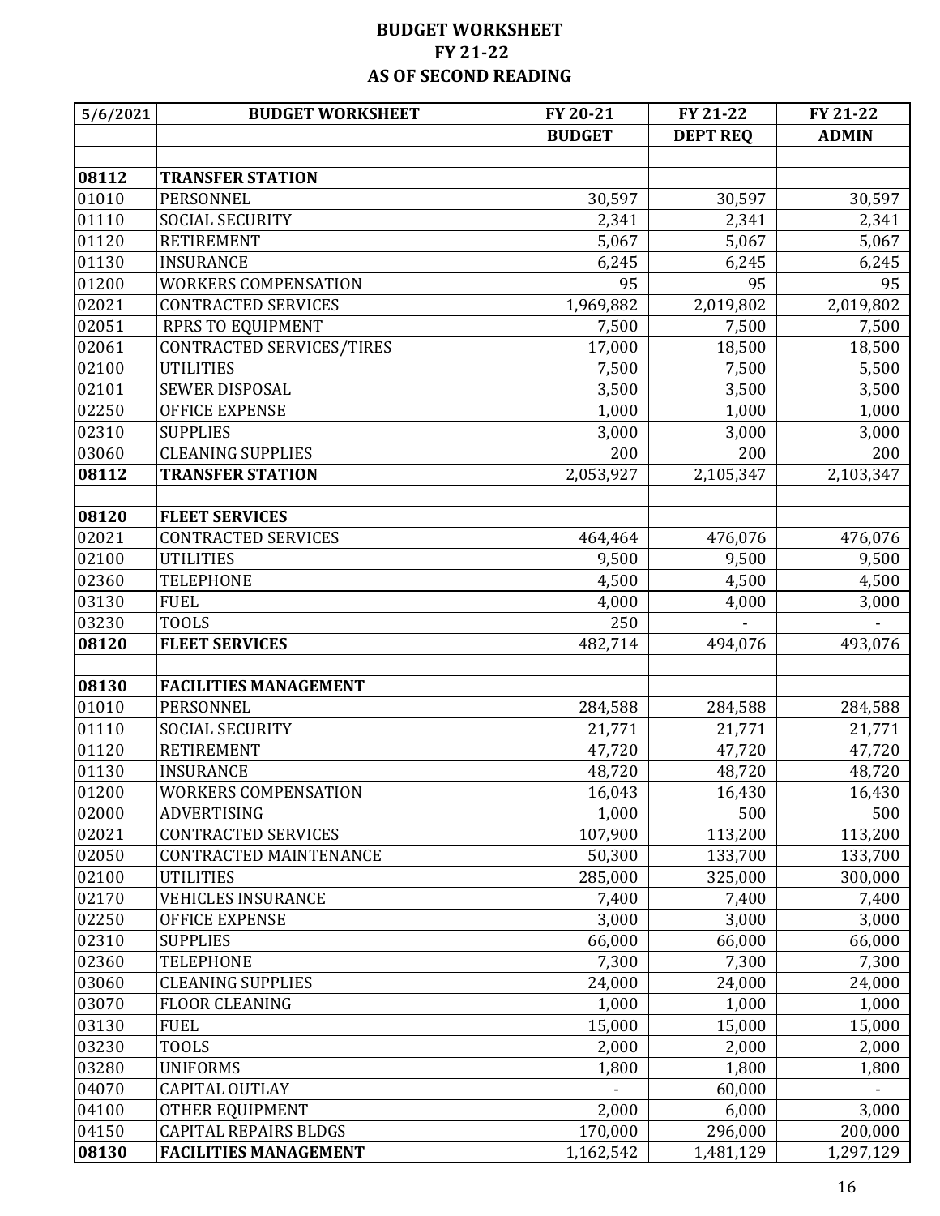# BUDGET WORKSHEET
# FY 21-22
# AS OF SECOND READING

| 5/6/2021 | BUDGET WORKSHEET | FY 20-21 | FY 21-22 | FY 21-22 |
|---|---|---|---|---|
| | | **BUDGET** | **DEPT REQ** | **ADMIN** |
| | | | | |
| **08112** | **TRANSFER STATION** | | | |
| 01010 | PERSONNEL | 30,597 | 30,597 | 30,597 |
| 01110 | SOCIAL SECURITY | 2,341 | 2,341 | 2,341 |
| 01120 | RETIREMENT | 5,067 | 5,067 | 5,067 |
| 01130 | INSURANCE | 6,245 | 6,245 | 6,245 |
| 01200 | WORKERS COMPENSATION | 95 | 95 | 95 |
| 02021 | CONTRACTED SERVICES | 1,969,882 | 2,019,802 | 2,019,802 |
| 02051 | RPRS TO EQUIPMENT | 7,500 | 7,500 | 7,500 |
| 02061 | CONTRACTED SERVICES/TIRES | 17,000 | 18,500 | 18,500 |
| 02100 | UTILITIES | 7,500 | 7,500 | 5,500 |
| 02101 | SEWER DISPOSAL | 3,500 | 3,500 | 3,500 |
| 02250 | OFFICE EXPENSE | 1,000 | 1,000 | 1,000 |
| 02310 | SUPPLIES | 3,000 | 3,000 | 3,000 |
| 03060 | CLEANING SUPPLIES | 200 | 200 | 200 |
| **08112** | **TRANSFER STATION** | 2,053,927 | 2,105,347 | 2,103,347 |
| | | | | |
| **08120** | **FLEET SERVICES** | | | |
| 02021 | CONTRACTED SERVICES | 464,464 | 476,076 | 476,076 |
| 02100 | UTILITIES | 9,500 | 9,500 | 9,500 |
| 02360 | TELEPHONE | 4,500 | 4,500 | 4,500 |
| 03130 | FUEL | 4,000 | 4,000 | 3,000 |
| 03230 | TOOLS | 250 | - | - |
| **08120** | **FLEET SERVICES** | 482,714 | 494,076 | 493,076 |
| | | | | |
| **08130** | **FACILITIES MANAGEMENT** | | | |
| 01010 | PERSONNEL | 284,588 | 284,588 | 284,588 |
| 01110 | SOCIAL SECURITY | 21,771 | 21,771 | 21,771 |
| 01120 | RETIREMENT | 47,720 | 47,720 | 47,720 |
| 01130 | INSURANCE | 48,720 | 48,720 | 48,720 |
| 01200 | WORKERS COMPENSATION | 16,043 | 16,430 | 16,430 |
| 02000 | ADVERTISING | 1,000 | 500 | 500 |
| 02021 | CONTRACTED SERVICES | 107,900 | 113,200 | 113,200 |
| 02050 | CONTRACTED MAINTENANCE | 50,300 | 133,700 | 133,700 |
| 02100 | UTILITIES | 285,000 | 325,000 | 300,000 |
| 02170 | VEHICLES INSURANCE | 7,400 | 7,400 | 7,400 |
| 02250 | OFFICE EXPENSE | 3,000 | 3,000 | 3,000 |
| 02310 | SUPPLIES | 66,000 | 66,000 | 66,000 |
| 02360 | TELEPHONE | 7,300 | 7,300 | 7,300 |
| 03060 | CLEANING SUPPLIES | 24,000 | 24,000 | 24,000 |
| 03070 | FLOOR CLEANING | 1,000 | 1,000 | 1,000 |
| 03130 | FUEL | 15,000 | 15,000 | 15,000 |
| 03230 | TOOLS | 2,000 | 2,000 | 2,000 |
| 03280 | UNIFORMS | 1,800 | 1,800 | 1,800 |
| 04070 | CAPITAL OUTLAY | - | 60,000 | - |
| 04100 | OTHER EQUIPMENT | 2,000 | 6,000 | 3,000 |
| 04150 | CAPITAL REPAIRS BLDGS | 170,000 | 296,000 | 200,000 |
| **08130** | **FACILITIES MANAGEMENT** | 1,162,542 | 1,481,129 | 1,297,129 |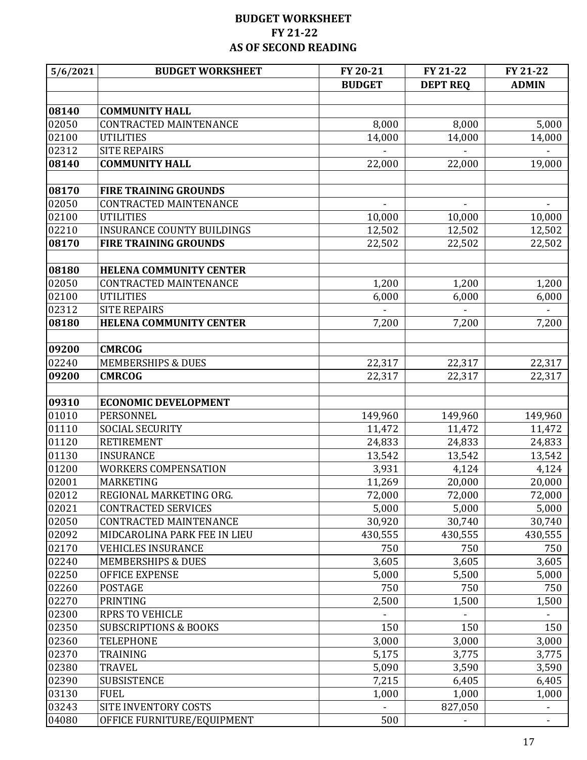# BUDGET WORKSHEET
# FY 21-22
# AS OF SECOND READING

| 5/6/2021 | BUDGET WORKSHEET | FY 20-21 | FY 21-22 | FY 21-22 |
|---|---|---|---|---|
| | | BUDGET | DEPT REQ | ADMIN |
| | | | | |
| **08140** | **COMMUNITY HALL** | | | |
| 02050 | CONTRACTED MAINTENANCE | 8,000 | 8,000 | 5,000 |
| 02100 | UTILITIES | 14,000 | 14,000 | 14,000 |
| 02312 | SITE REPAIRS | - | - | - |
| **08140** | **COMMUNITY HALL** | 22,000 | 22,000 | 19,000 |
| | | | | |
| **08170** | **FIRE TRAINING GROUNDS** | | | |
| 02050 | CONTRACTED MAINTENANCE | - | - | - |
| 02100 | UTILITIES | 10,000 | 10,000 | 10,000 |
| 02210 | INSURANCE COUNTY BUILDINGS | 12,502 | 12,502 | 12,502 |
| **08170** | **FIRE TRAINING GROUNDS** | 22,502 | 22,502 | 22,502 |
| | | | | |
| **08180** | **HELENA COMMUNITY CENTER** | | | |
| 02050 | CONTRACTED MAINTENANCE | 1,200 | 1,200 | 1,200 |
| 02100 | UTILITIES | 6,000 | 6,000 | 6,000 |
| 02312 | SITE REPAIRS | - | - | - |
| **08180** | **HELENA COMMUNITY CENTER** | 7,200 | 7,200 | 7,200 |
| | | | | |
| **09200** | **CMRCOG** | | | |
| 02240 | MEMBERSHIPS & DUES | 22,317 | 22,317 | 22,317 |
| **09200** | **CMRCOG** | 22,317 | 22,317 | 22,317 |
| | | | | |
| **09310** | **ECONOMIC DEVELOPMENT** | | | |
| 01010 | PERSONNEL | 149,960 | 149,960 | 149,960 |
| 01110 | SOCIAL SECURITY | 11,472 | 11,472 | 11,472 |
| 01120 | RETIREMENT | 24,833 | 24,833 | 24,833 |
| 01130 | INSURANCE | 13,542 | 13,542 | 13,542 |
| 01200 | WORKERS COMPENSATION | 3,931 | 4,124 | 4,124 |
| 02001 | MARKETING | 11,269 | 20,000 | 20,000 |
| 02012 | REGIONAL MARKETING ORG. | 72,000 | 72,000 | 72,000 |
| 02021 | CONTRACTED SERVICES | 5,000 | 5,000 | 5,000 |
| 02050 | CONTRACTED MAINTENANCE | 30,920 | 30,740 | 30,740 |
| 02092 | MIDCAROLINA PARK FEE IN LIEU | 430,555 | 430,555 | 430,555 |
| 02170 | VEHICLES INSURANCE | 750 | 750 | 750 |
| 02240 | MEMBERSHIPS & DUES | 3,605 | 3,605 | 3,605 |
| 02250 | OFFICE EXPENSE | 5,000 | 5,500 | 5,000 |
| 02260 | POSTAGE | 750 | 750 | 750 |
| 02270 | PRINTING | 2,500 | 1,500 | 1,500 |
| 02300 | RPRS TO VEHICLE | - | - | - |
| 02350 | SUBSCRIPTIONS & BOOKS | 150 | 150 | 150 |
| 02360 | TELEPHONE | 3,000 | 3,000 | 3,000 |
| 02370 | TRAINING | 5,175 | 3,775 | 3,775 |
| 02380 | TRAVEL | 5,090 | 3,590 | 3,590 |
| 02390 | SUBSISTENCE | 7,215 | 6,405 | 6,405 |
| 03130 | FUEL | 1,000 | 1,000 | 1,000 |
| 03243 | SITE INVENTORY COSTS | - | 827,050 | - |
| 04080 | OFFICE FURNITURE/EQUIPMENT | 500 | - | - |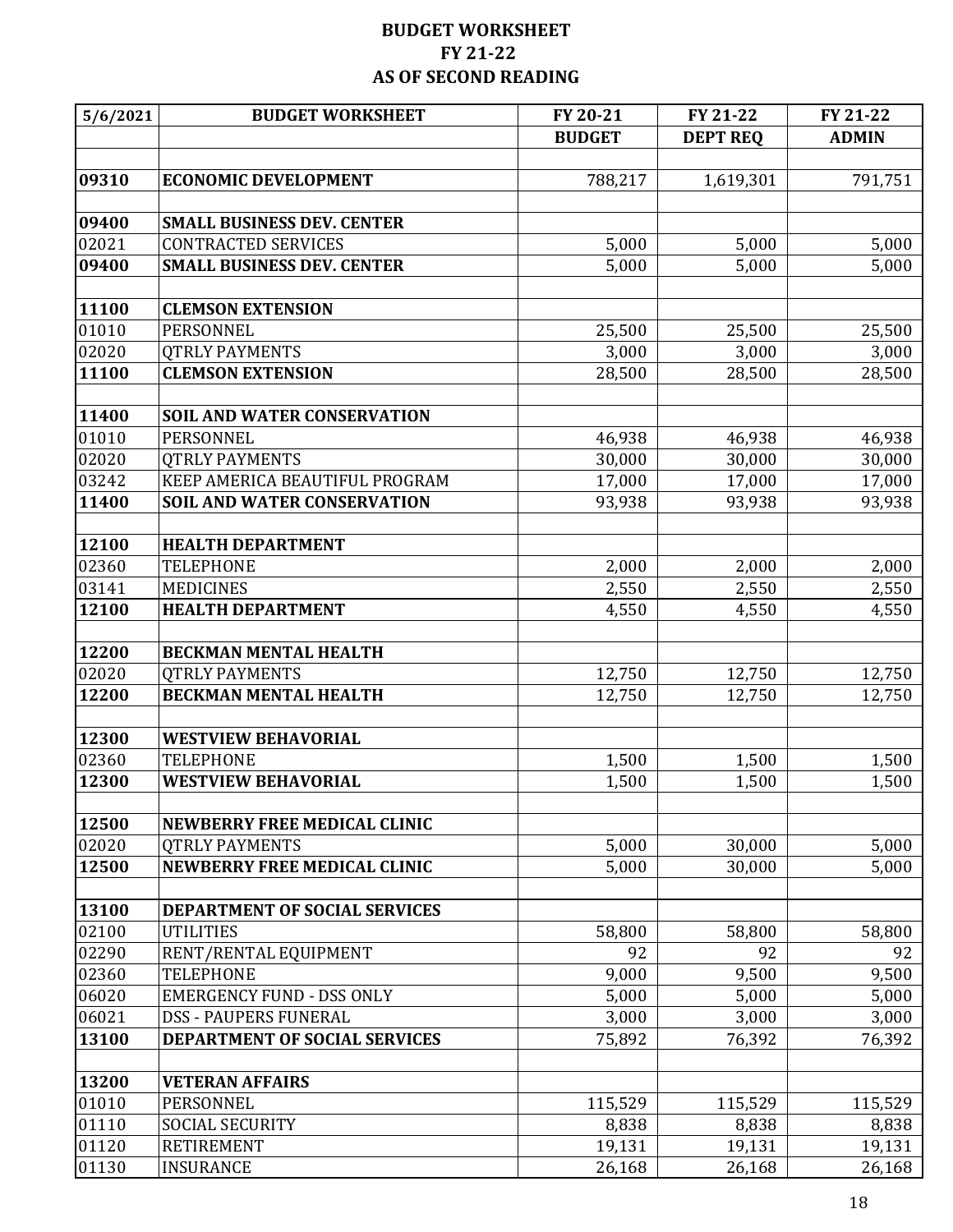# BUDGET WORKSHEET
# FY 21-22
# AS OF SECOND READING

| 5/6/2021 | BUDGET WORKSHEET | FY 20-21 | FY 21-22 | FY 21-22 |
|---|---|---|---|---|
| | | BUDGET | DEPT REQ | ADMIN |
| | | | | |
| **09310** | **ECONOMIC DEVELOPMENT** | 788,217 | 1,619,301 | 791,751 |
| | | | | |
| **09400** | **SMALL BUSINESS DEV. CENTER** | | | |
| 02021 | CONTRACTED SERVICES | 5,000 | 5,000 | 5,000 |
| **09400** | **SMALL BUSINESS DEV. CENTER** | 5,000 | 5,000 | 5,000 |
| | | | | |
| **11100** | **CLEMSON EXTENSION** | | | |
| 01010 | PERSONNEL | 25,500 | 25,500 | 25,500 |
| 02020 | QTRLY PAYMENTS | 3,000 | 3,000 | 3,000 |
| **11100** | **CLEMSON EXTENSION** | 28,500 | 28,500 | 28,500 |
| | | | | |
| **11400** | **SOIL AND WATER CONSERVATION** | | | |
| 01010 | PERSONNEL | 46,938 | 46,938 | 46,938 |
| 02020 | QTRLY PAYMENTS | 30,000 | 30,000 | 30,000 |
| 03242 | KEEP AMERICA BEAUTIFUL PROGRAM | 17,000 | 17,000 | 17,000 |
| **11400** | **SOIL AND WATER CONSERVATION** | 93,938 | 93,938 | 93,938 |
| | | | | |
| **12100** | **HEALTH DEPARTMENT** | | | |
| 02360 | TELEPHONE | 2,000 | 2,000 | 2,000 |
| 03141 | MEDICINES | 2,550 | 2,550 | 2,550 |
| **12100** | **HEALTH DEPARTMENT** | 4,550 | 4,550 | 4,550 |
| | | | | |
| **12200** | **BECKMAN MENTAL HEALTH** | | | |
| 02020 | QTRLY PAYMENTS | 12,750 | 12,750 | 12,750 |
| **12200** | **BECKMAN MENTAL HEALTH** | 12,750 | 12,750 | 12,750 |
| | | | | |
| **12300** | **WESTVIEW BEHAVORIAL** | | | |
| 02360 | TELEPHONE | 1,500 | 1,500 | 1,500 |
| **12300** | **WESTVIEW BEHAVORIAL** | 1,500 | 1,500 | 1,500 |
| | | | | |
| **12500** | **NEWBERRY FREE MEDICAL CLINIC** | | | |
| 02020 | QTRLY PAYMENTS | 5,000 | 30,000 | 5,000 |
| **12500** | **NEWBERRY FREE MEDICAL CLINIC** | 5,000 | 30,000 | 5,000 |
| | | | | |
| **13100** | **DEPARTMENT OF SOCIAL SERVICES** | | | |
| 02100 | UTILITIES | 58,800 | 58,800 | 58,800 |
| 02290 | RENT/RENTAL EQUIPMENT | 92 | 92 | 92 |
| 02360 | TELEPHONE | 9,000 | 9,500 | 9,500 |
| 06020 | EMERGENCY FUND - DSS ONLY | 5,000 | 5,000 | 5,000 |
| 06021 | DSS - PAUPERS FUNERAL | 3,000 | 3,000 | 3,000 |
| **13100** | **DEPARTMENT OF SOCIAL SERVICES** | 75,892 | 76,392 | 76,392 |
| | | | | |
| **13200** | **VETERAN AFFAIRS** | | | |
| 01010 | PERSONNEL | 115,529 | 115,529 | 115,529 |
| 01110 | SOCIAL SECURITY | 8,838 | 8,838 | 8,838 |
| 01120 | RETIREMENT | 19,131 | 19,131 | 19,131 |
| 01130 | INSURANCE | 26,168 | 26,168 | 26,168 |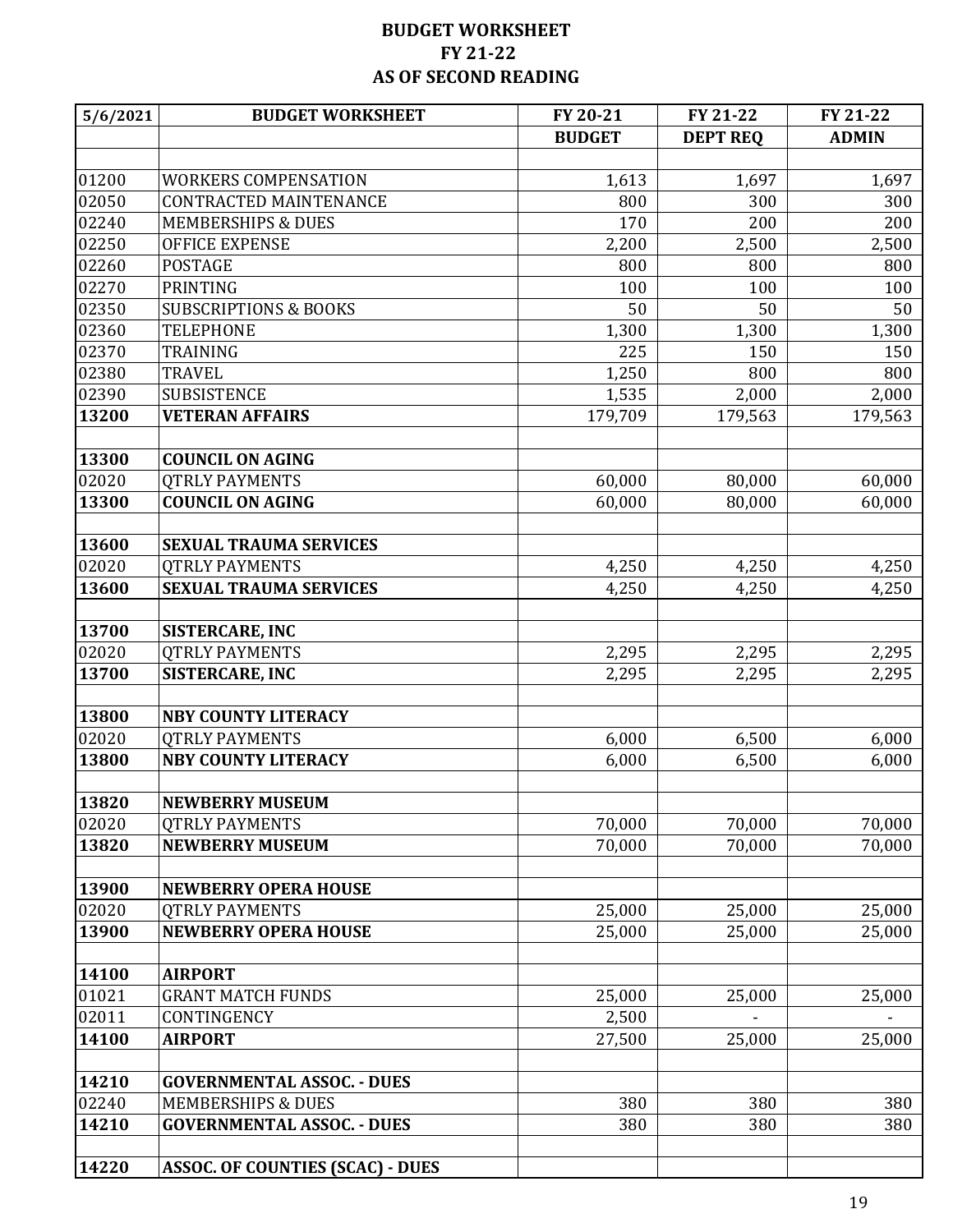# BUDGET WORKSHEET
## FY 21-22
## AS OF SECOND READING

| 5/6/2021 | BUDGET WORKSHEET | FY 20-21 | FY 21-22 | FY 21-22 |
|---|---|---|---|---|
| | | **BUDGET** | **DEPT REQ** | **ADMIN** |
| | | | | |
| 01200 | WORKERS COMPENSATION | 1,613 | 1,697 | 1,697 |
| 02050 | CONTRACTED MAINTENANCE | 800 | 300 | 300 |
| 02240 | MEMBERSHIPS & DUES | 170 | 200 | 200 |
| 02250 | OFFICE EXPENSE | 2,200 | 2,500 | 2,500 |
| 02260 | POSTAGE | 800 | 800 | 800 |
| 02270 | PRINTING | 100 | 100 | 100 |
| 02350 | SUBSCRIPTIONS & BOOKS | 50 | 50 | 50 |
| 02360 | TELEPHONE | 1,300 | 1,300 | 1,300 |
| 02370 | TRAINING | 225 | 150 | 150 |
| 02380 | TRAVEL | 1,250 | 800 | 800 |
| 02390 | SUBSISTENCE | 1,535 | 2,000 | 2,000 |
| **13200** | **VETERAN AFFAIRS** | 179,709 | 179,563 | 179,563 |
| | | | | |
| **13300** | **COUNCIL ON AGING** | | | |
| 02020 | QTRLY PAYMENTS | 60,000 | 80,000 | 60,000 |
| **13300** | **COUNCIL ON AGING** | 60,000 | 80,000 | 60,000 |
| | | | | |
| **13600** | **SEXUAL TRAUMA SERVICES** | | | |
| 02020 | QTRLY PAYMENTS | 4,250 | 4,250 | 4,250 |
| **13600** | **SEXUAL TRAUMA SERVICES** | 4,250 | 4,250 | 4,250 |
| | | | | |
| **13700** | **SISTERCARE, INC** | | | |
| 02020 | QTRLY PAYMENTS | 2,295 | 2,295 | 2,295 |
| **13700** | **SISTERCARE, INC** | 2,295 | 2,295 | 2,295 |
| | | | | |
| **13800** | **NBY COUNTY LITERACY** | | | |
| 02020 | QTRLY PAYMENTS | 6,000 | 6,500 | 6,000 |
| **13800** | **NBY COUNTY LITERACY** | 6,000 | 6,500 | 6,000 |
| | | | | |
| **13820** | **NEWBERRY MUSEUM** | | | |
| 02020 | QTRLY PAYMENTS | 70,000 | 70,000 | 70,000 |
| **13820** | **NEWBERRY MUSEUM** | 70,000 | 70,000 | 70,000 |
| | | | | |
| **13900** | **NEWBERRY OPERA HOUSE** | | | |
| 02020 | QTRLY PAYMENTS | 25,000 | 25,000 | 25,000 |
| **13900** | **NEWBERRY OPERA HOUSE** | 25,000 | 25,000 | 25,000 |
| | | | | |
| **14100** | **AIRPORT** | | | |
| 01021 | GRANT MATCH FUNDS | 25,000 | 25,000 | 25,000 |
| 02011 | CONTINGENCY | 2,500 | - | - |
| **14100** | **AIRPORT** | 27,500 | 25,000 | 25,000 |
| | | | | |
| **14210** | **GOVERNMENTAL ASSOC. - DUES** | | | |
| 02240 | MEMBERSHIPS & DUES | 380 | 380 | 380 |
| **14210** | **GOVERNMENTAL ASSOC. - DUES** | 380 | 380 | 380 |
| | | | | |
| **14220** | **ASSOC. OF COUNTIES (SCAC) - DUES** | | | |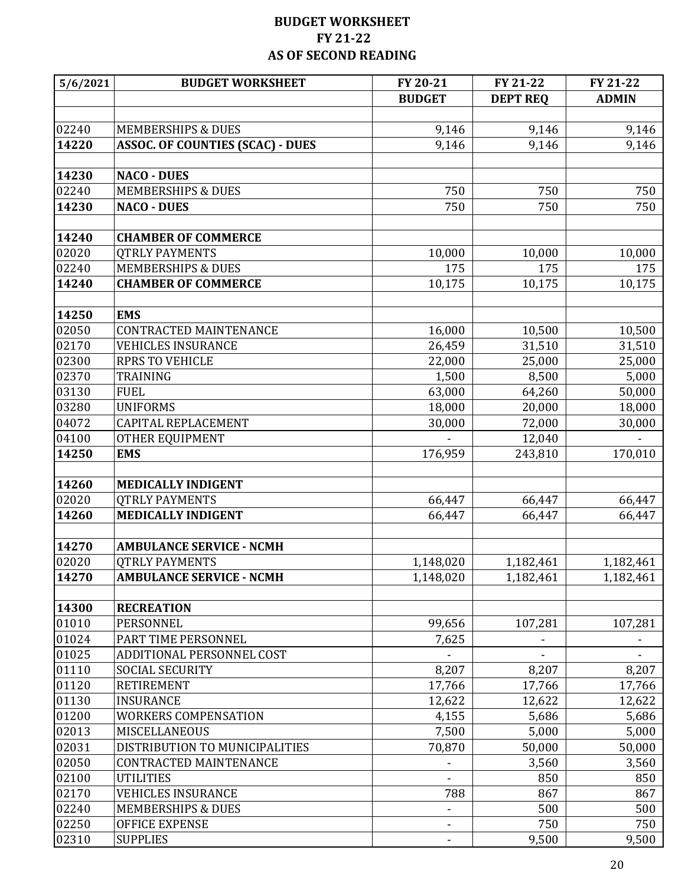# BUDGET WORKSHEET
# FY 21-22
# AS OF SECOND READING

| 5/6/2021 | BUDGET WORKSHEET | FY 20-21 | FY 21-22 | FY 21-22 |
|---|---|---|---|---|
| | | **BUDGET** | **DEPT REQ** | **ADMIN** |
| | | | | |
| 02240 | MEMBERSHIPS & DUES | 9,146 | 9,146 | 9,146 |
| **14220** | **ASSOC. OF COUNTIES (SCAC) - DUES** | 9,146 | 9,146 | 9,146 |
| | | | | |
| **14230** | **NACO - DUES** | | | |
| 02240 | MEMBERSHIPS & DUES | 750 | 750 | 750 |
| **14230** | **NACO - DUES** | 750 | 750 | 750 |
| | | | | |
| **14240** | **CHAMBER OF COMMERCE** | | | |
| 02020 | QTRLY PAYMENTS | 10,000 | 10,000 | 10,000 |
| 02240 | MEMBERSHIPS & DUES | 175 | 175 | 175 |
| **14240** | **CHAMBER OF COMMERCE** | 10,175 | 10,175 | 10,175 |
| | | | | |
| **14250** | **EMS** | | | |
| 02050 | CONTRACTED MAINTENANCE | 16,000 | 10,500 | 10,500 |
| 02170 | VEHICLES INSURANCE | 26,459 | 31,510 | 31,510 |
| 02300 | RPRS TO VEHICLE | 22,000 | 25,000 | 25,000 |
| 02370 | TRAINING | 1,500 | 8,500 | 5,000 |
| 03130 | FUEL | 63,000 | 64,260 | 50,000 |
| 03280 | UNIFORMS | 18,000 | 20,000 | 18,000 |
| 04072 | CAPITAL REPLACEMENT | 30,000 | 72,000 | 30,000 |
| 04100 | OTHER EQUIPMENT | - | 12,040 | - |
| **14250** | **EMS** | 176,959 | 243,810 | 170,010 |
| | | | | |
| **14260** | **MEDICALLY INDIGENT** | | | |
| 02020 | QTRLY PAYMENTS | 66,447 | 66,447 | 66,447 |
| **14260** | **MEDICALLY INDIGENT** | 66,447 | 66,447 | 66,447 |
| | | | | |
| **14270** | **AMBULANCE SERVICE - NCMH** | | | |
| 02020 | QTRLY PAYMENTS | 1,148,020 | 1,182,461 | 1,182,461 |
| **14270** | **AMBULANCE SERVICE - NCMH** | 1,148,020 | 1,182,461 | 1,182,461 |
| | | | | |
| **14300** | **RECREATION** | | | |
| 01010 | PERSONNEL | 99,656 | 107,281 | 107,281 |
| 01024 | PART TIME PERSONNEL | 7,625 | - | - |
| 01025 | ADDITIONAL PERSONNEL COST | - | - | - |
| 01110 | SOCIAL SECURITY | 8,207 | 8,207 | 8,207 |
| 01120 | RETIREMENT | 17,766 | 17,766 | 17,766 |
| 01130 | INSURANCE | 12,622 | 12,622 | 12,622 |
| 01200 | WORKERS COMPENSATION | 4,155 | 5,686 | 5,686 |
| 02013 | MISCELLANEOUS | 7,500 | 5,000 | 5,000 |
| 02031 | DISTRIBUTION TO MUNICIPALITIES | 70,870 | 50,000 | 50,000 |
| 02050 | CONTRACTED MAINTENANCE | - | 3,560 | 3,560 |
| 02100 | UTILITIES | - | 850 | 850 |
| 02170 | VEHICLES INSURANCE | 788 | 867 | 867 |
| 02240 | MEMBERSHIPS & DUES | - | 500 | 500 |
| 02250 | OFFICE EXPENSE | - | 750 | 750 |
| 02310 | SUPPLIES | - | 9,500 | 9,500 |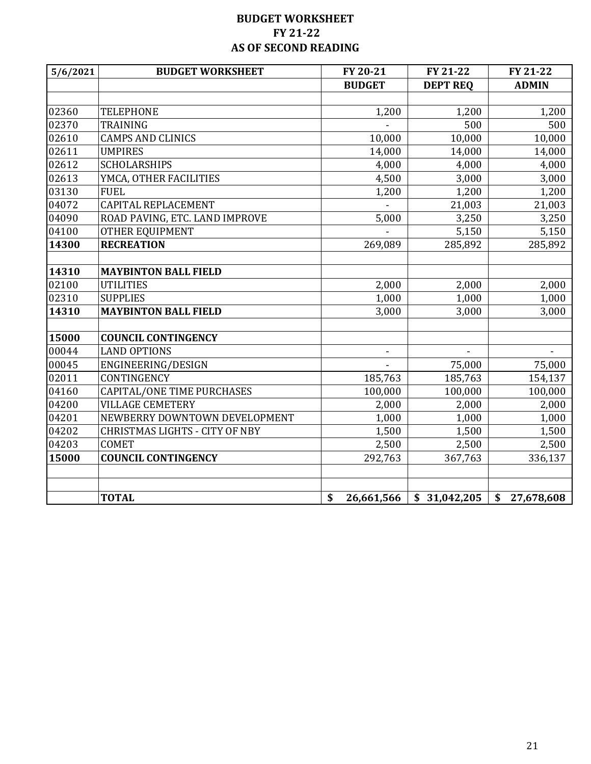**BUDGET WORKSHEET**
**FY 21-22**
**AS OF SECOND READING**

| 5/6/2021 | BUDGET WORKSHEET | FY 20-21 | FY 21-22 | FY 21-22 |
|---|---|---|---|---|
| | | **BUDGET** | **DEPT REQ** | **ADMIN** |
| | | | | |
| 02360 | TELEPHONE | 1,200 | 1,200 | 1,200 |
| 02370 | TRAINING | - | 500 | 500 |
| 02610 | CAMPS AND CLINICS | 10,000 | 10,000 | 10,000 |
| 02611 | UMPIRES | 14,000 | 14,000 | 14,000 |
| 02612 | SCHOLARSHIPS | 4,000 | 4,000 | 4,000 |
| 02613 | YMCA, OTHER FACILITIES | 4,500 | 3,000 | 3,000 |
| 03130 | FUEL | 1,200 | 1,200 | 1,200 |
| 04072 | CAPITAL REPLACEMENT | - | 21,003 | 21,003 |
| 04090 | ROAD PAVING, ETC. LAND IMPROVE | 5,000 | 3,250 | 3,250 |
| 04100 | OTHER EQUIPMENT | - | 5,150 | 5,150 |
| **14300** | **RECREATION** | 269,089 | 285,892 | 285,892 |
| | | | | |
| **14310** | **MAYBINTON BALL FIELD** | | | |
| 02100 | UTILITIES | 2,000 | 2,000 | 2,000 |
| 02310 | SUPPLIES | 1,000 | 1,000 | 1,000 |
| **14310** | **MAYBINTON BALL FIELD** | 3,000 | 3,000 | 3,000 |
| | | | | |
| **15000** | **COUNCIL CONTINGENCY** | | | |
| 00044 | LAND OPTIONS | - | - | - |
| 00045 | ENGINEERING/DESIGN | - | 75,000 | 75,000 |
| 02011 | CONTINGENCY | 185,763 | 185,763 | 154,137 |
| 04160 | CAPITAL/ONE TIME PURCHASES | 100,000 | 100,000 | 100,000 |
| 04200 | VILLAGE CEMETERY | 2,000 | 2,000 | 2,000 |
| 04201 | NEWBERRY DOWNTOWN DEVELOPMENT | 1,000 | 1,000 | 1,000 |
| 04202 | CHRISTMAS LIGHTS - CITY OF NBY | 1,500 | 1,500 | 1,500 |
| 04203 | COMET | 2,500 | 2,500 | 2,500 |
| **15000** | **COUNCIL CONTINGENCY** | 292,763 | 367,763 | 336,137 |
| | | | | |
| | | | | |
| | **TOTAL** | **$ 26,661,566** | **$ 31,042,205** | **$ 27,678,608** |